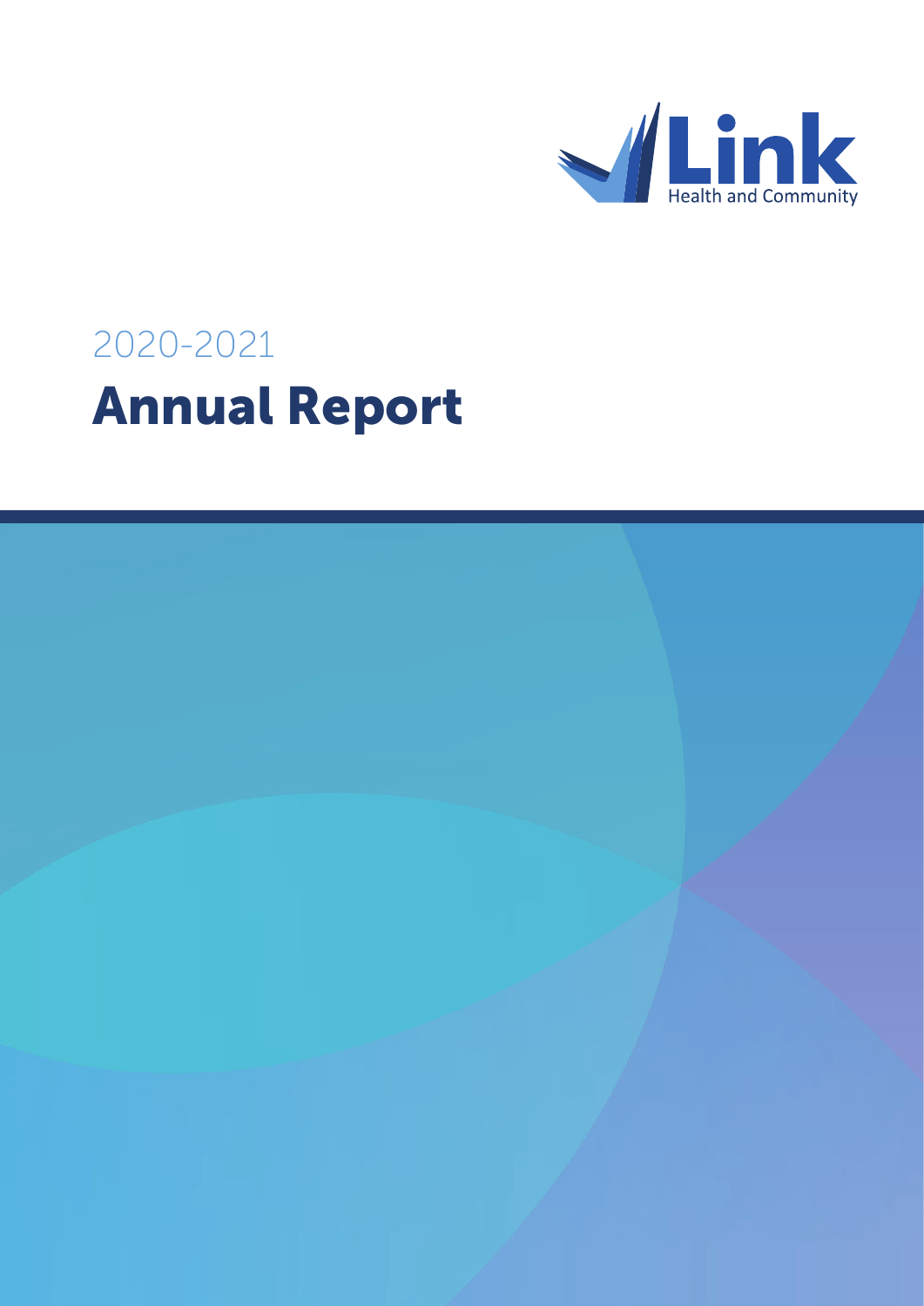Link

Health and Community

2020-2021

# Annual Report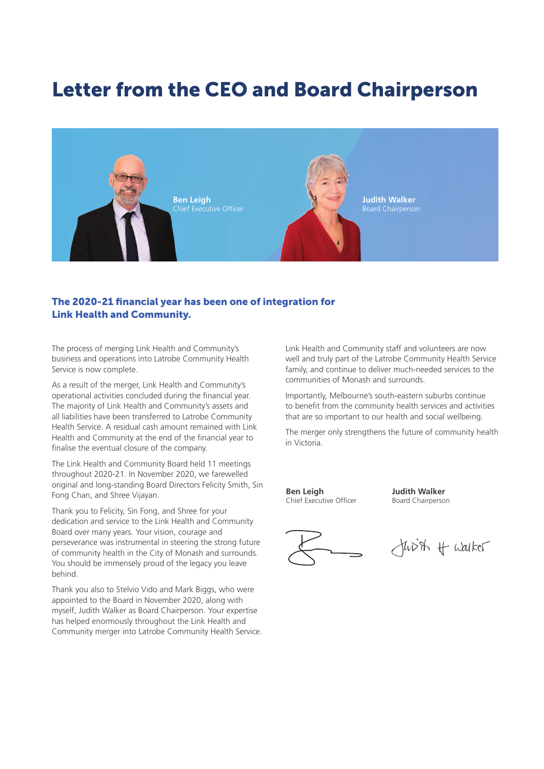# Letter from the CEO and Board Chairperson

**Ben Leigh**
Chief Executive Officer

**Judith Walker**
Board Chairperson

## The 2020-21 financial year has been one of integration for Link Health and Community.

The process of merging Link Health and Community's business and operations into Latrobe Community Health Service is now complete.

As a result of the merger, Link Health and Community's operational activities concluded during the financial year. The majority of Link Health and Community's assets and all liabilities have been transferred to Latrobe Community Health Service. A residual cash amount remained with Link Health and Community at the end of the financial year to finalise the eventual closure of the company.

The Link Health and Community Board held 11 meetings throughout 2020-21. In November 2020, we farewelled original and long-standing Board Directors Felicity Smith, Sin Fong Chan, and Shree Vijayan.

Thank you to Felicity, Sin Fong, and Shree for your dedication and service to the Link Health and Community Board over many years. Your vision, courage and perseverance was instrumental in steering the strong future of community health in the City of Monash and surrounds. You should be immensely proud of the legacy you leave behind.

Thank you also to Stelvio Vido and Mark Biggs, who were appointed to the Board in November 2020, along with myself, Judith Walker as Board Chairperson. Your expertise has helped enormously throughout the Link Health and Community merger into Latrobe Community Health Service.

Link Health and Community staff and volunteers are now well and truly part of the Latrobe Community Health Service family, and continue to deliver much-needed services to the communities of Monash and surrounds.

Importantly, Melbourne's south-eastern suburbs continue to benefit from the community health services and activities that are so important to our health and social wellbeing.

The merger only strengthens the future of community health in Victoria.

**Ben Leigh**
Chief Executive Officer

**Judith Walker**
Board Chairperson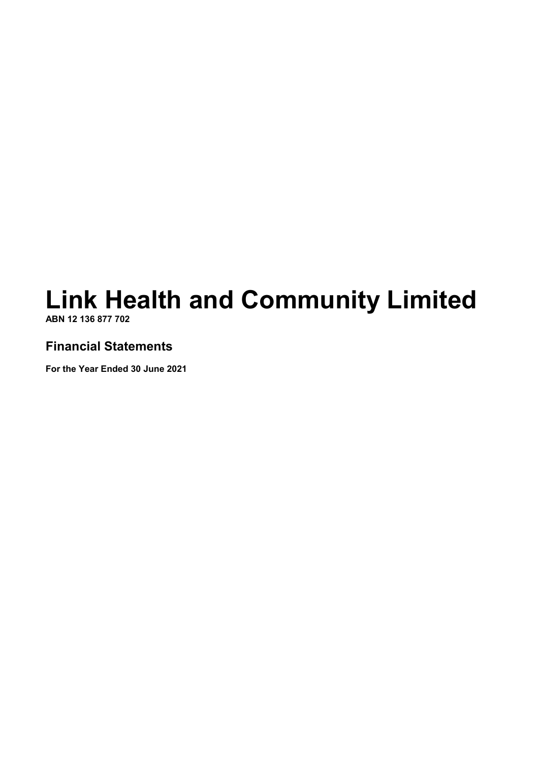# Link Health and Community Limited

**ABN 12 136 877 702**

## Financial Statements

**For the Year Ended 30 June 2021**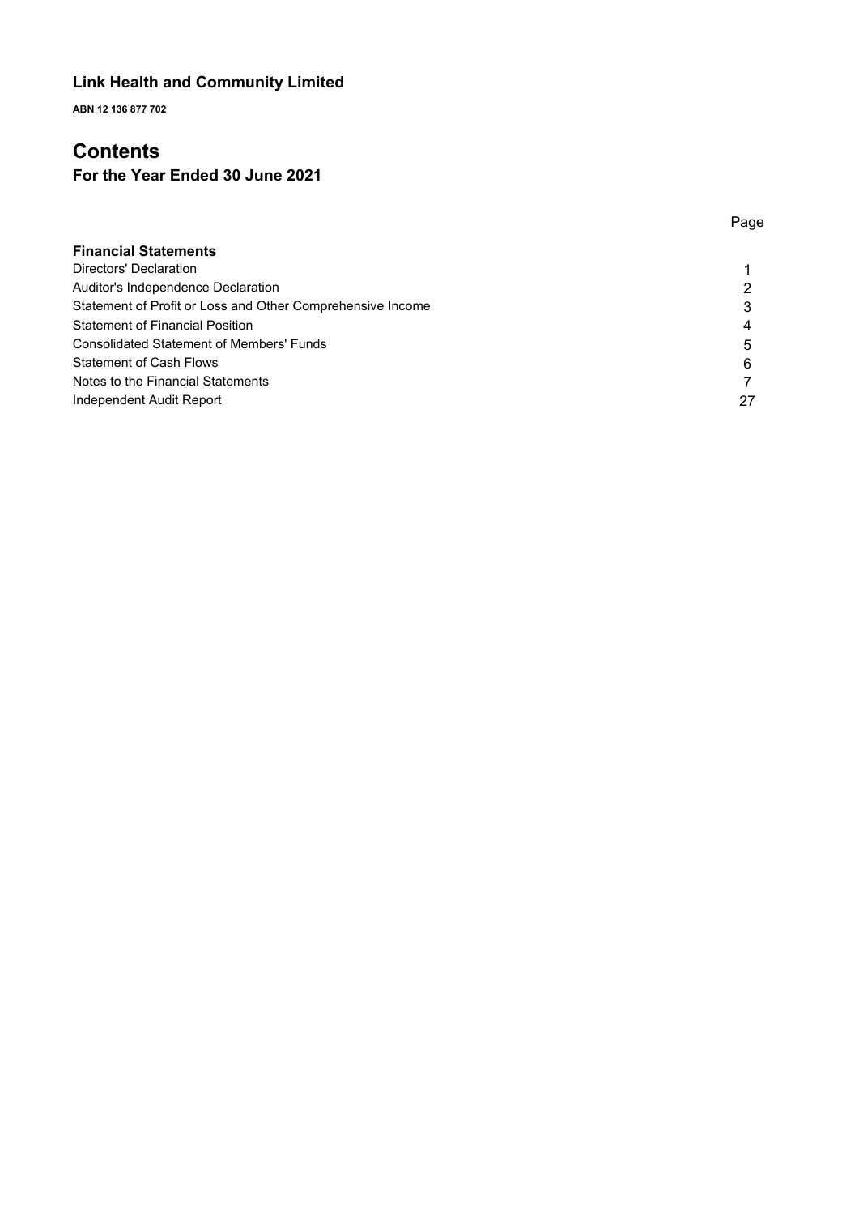## Link Health and Community Limited

**ABN 12 136 877 702**

# Contents

### For the Year Ended 30 June 2021

| | Page |
|---|---|
| **Financial Statements** | |
| Directors' Declaration | 1 |
| Auditor's Independence Declaration | 2 |
| Statement of Profit or Loss and Other Comprehensive Income | 3 |
| Statement of Financial Position | 4 |
| Consolidated Statement of Members' Funds | 5 |
| Statement of Cash Flows | 6 |
| Notes to the Financial Statements | 7 |
| Independent Audit Report | 27 |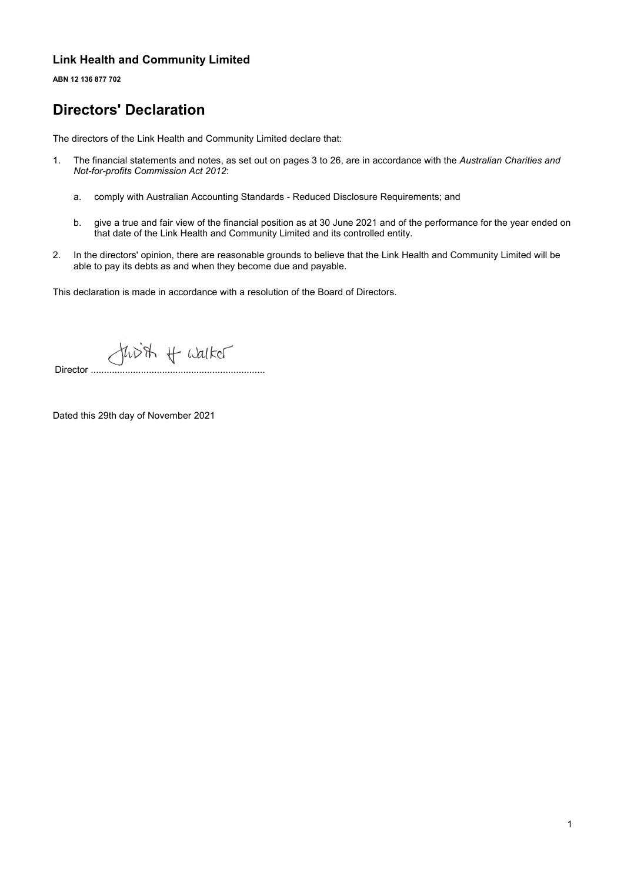**Link Health and Community Limited**

**ABN 12 136 877 702**

# Directors' Declaration

The directors of the Link Health and Community Limited declare that:

1. The financial statements and notes, as set out on pages 3 to 26, are in accordance with the *Australian Charities and Not-for-profits Commission Act 2012*:

    a. comply with Australian Accounting Standards - Reduced Disclosure Requirements; and

    b. give a true and fair view of the financial position as at 30 June 2021 and of the performance for the year ended on that date of the Link Health and Community Limited and its controlled entity.

2. In the directors' opinion, there are reasonable grounds to believe that the Link Health and Community Limited will be able to pay its debts as and when they become due and payable.

This declaration is made in accordance with a resolution of the Board of Directors.

Director ..................................................................

Dated this 29th day of November 2021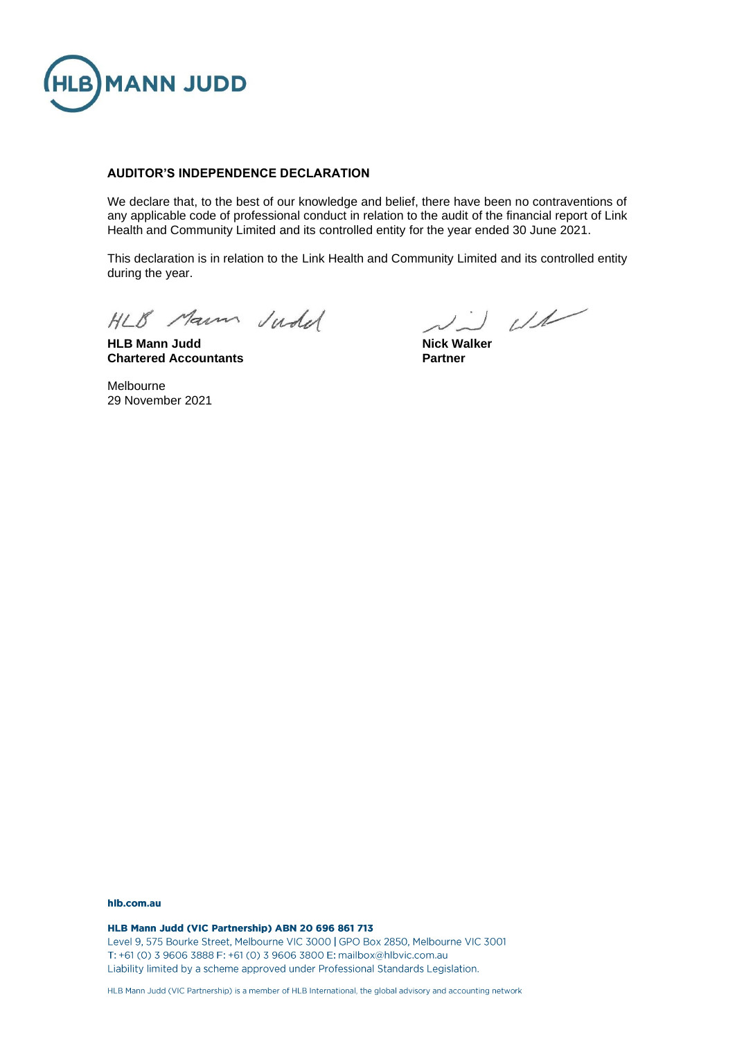**AUDITOR'S INDEPENDENCE DECLARATION**

We declare that, to the best of our knowledge and belief, there have been no contraventions of any applicable code of professional conduct in relation to the audit of the financial report of Link Health and Community Limited and its controlled entity for the year ended 30 June 2021.

This declaration is in relation to the Link Health and Community Limited and its controlled entity during the year.

| | |
|---|---|
| **HLB Mann Judd** | **Nick Walker** |
| **Chartered Accountants** | **Partner** |

Melbourne
29 November 2021

hlb.com.au

**HLB Mann Judd (VIC Partnership) ABN 20 696 861 713**
Level 9, 575 Bourke Street, Melbourne VIC 3000 | GPO Box 2850, Melbourne VIC 3001
T: +61 (0) 3 9606 3888 F: +61 (0) 3 9606 3800 E: mailbox@hlbvic.com.au
Liability limited by a scheme approved under Professional Standards Legislation.

HLB Mann Judd (VIC Partnership) is a member of HLB International, the global advisory and accounting network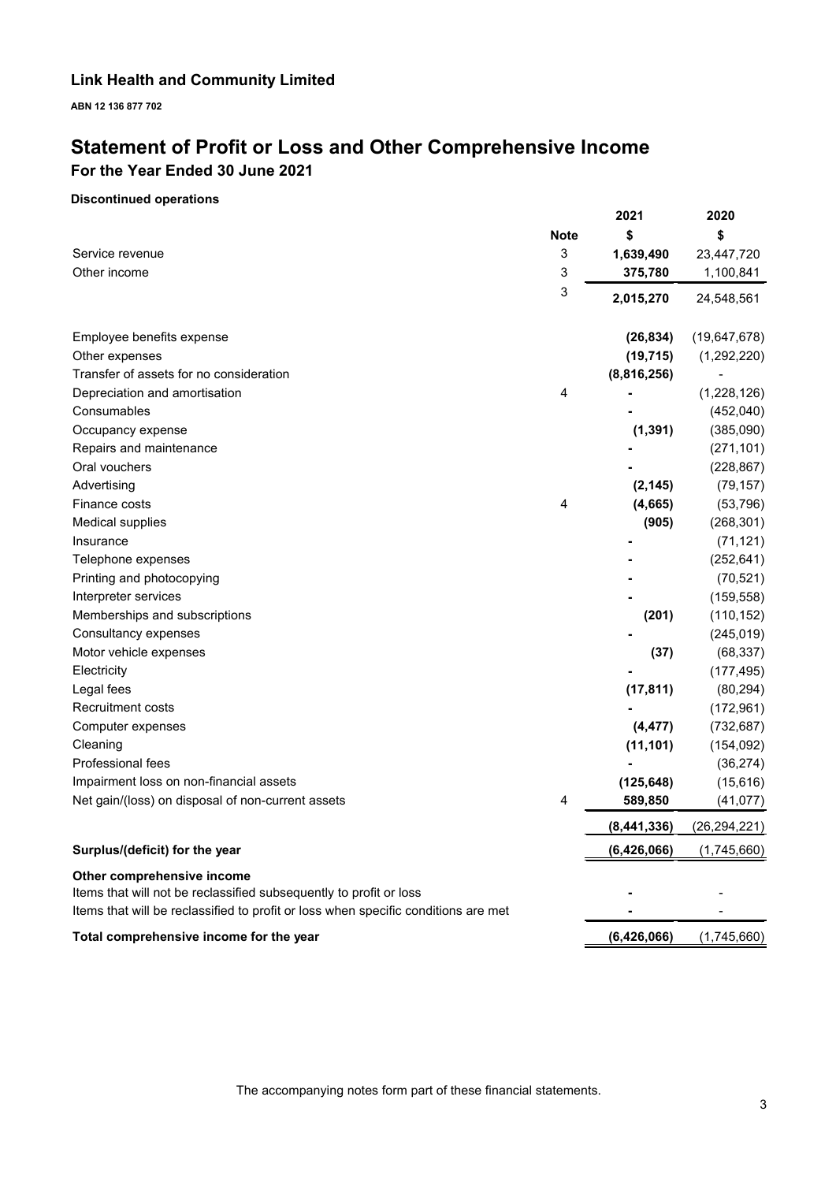**Link Health and Community Limited**

**ABN 12 136 877 702**

# Statement of Profit or Loss and Other Comprehensive Income

## For the Year Ended 30 June 2021

**Discontinued operations**

| | Note | 2021 | 2020 |
|---|---|---|---|
| | | $ | $ |
| Service revenue | 3 | **1,639,490** | 23,447,720 |
| Other income | 3 | **375,780** | 1,100,841 |
| | 3 | **2,015,270** | 24,548,561 |
| Employee benefits expense | | **(26,834)** | (19,647,678) |
| Other expenses | | **(19,715)** | (1,292,220) |
| Transfer of assets for no consideration | | **(8,816,256)** | - |
| Depreciation and amortisation | 4 | **-** | (1,228,126) |
| Consumables | | **-** | (452,040) |
| Occupancy expense | | **(1,391)** | (385,090) |
| Repairs and maintenance | | **-** | (271,101) |
| Oral vouchers | | **-** | (228,867) |
| Advertising | | **(2,145)** | (79,157) |
| Finance costs | 4 | **(4,665)** | (53,796) |
| Medical supplies | | **(905)** | (268,301) |
| Insurance | | **-** | (71,121) |
| Telephone expenses | | **-** | (252,641) |
| Printing and photocopying | | **-** | (70,521) |
| Interpreter services | | **-** | (159,558) |
| Memberships and subscriptions | | **(201)** | (110,152) |
| Consultancy expenses | | **-** | (245,019) |
| Motor vehicle expenses | | **(37)** | (68,337) |
| Electricity | | **-** | (177,495) |
| Legal fees | | **(17,811)** | (80,294) |
| Recruitment costs | | **-** | (172,961) |
| Computer expenses | | **(4,477)** | (732,687) |
| Cleaning | | **(11,101)** | (154,092) |
| Professional fees | | **-** | (36,274) |
| Impairment loss on non-financial assets | | **(125,648)** | (15,616) |
| Net gain/(loss) on disposal of non-current assets | 4 | **589,850** | (41,077) |
| | | **(8,441,336)** | (26,294,221) |
| **Surplus/(deficit) for the year** | | **(6,426,066)** | (1,745,660) |
| **Other comprehensive income** | | | |
| Items that will not be reclassified subsequently to profit or loss | | **-** | - |
| Items that will be reclassified to profit or loss when specific conditions are met | | **-** | - |
| **Total comprehensive income for the year** | | **(6,426,066)** | (1,745,660) |

The accompanying notes form part of these financial statements.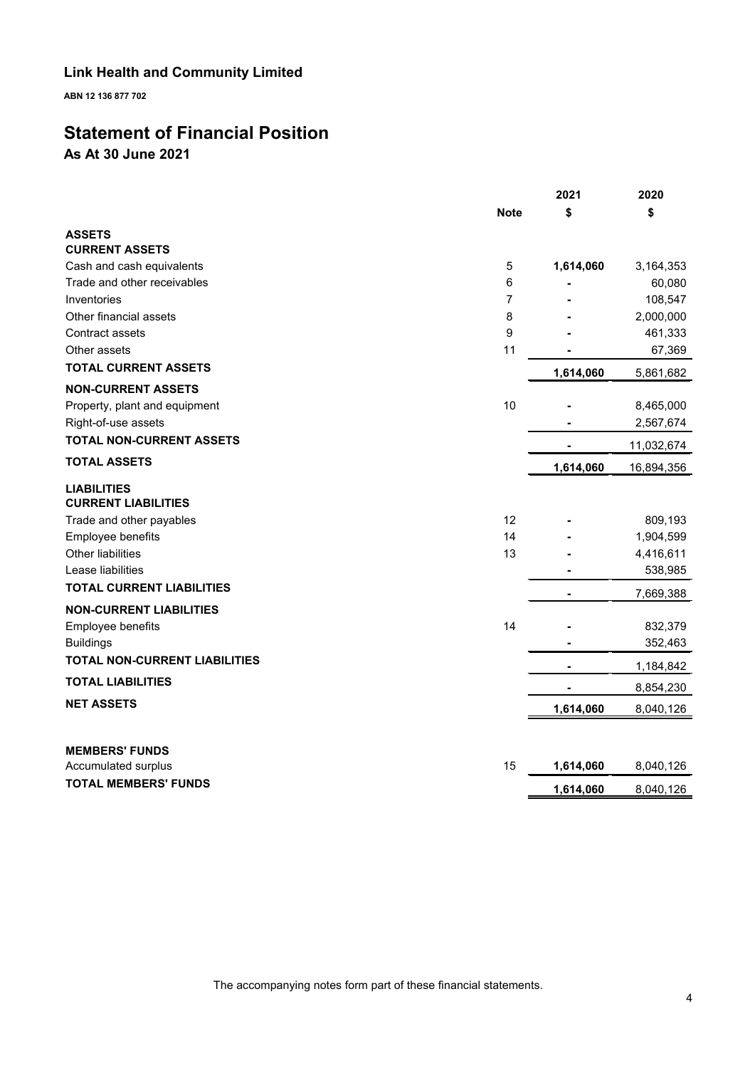## Link Health and Community Limited

**ABN 12 136 877 702**

# Statement of Financial Position

**As At 30 June 2021**

| | Note | 2021 $ | 2020 $ |
|---|---|---|---|
| **ASSETS** | | | |
| **CURRENT ASSETS** | | | |
| Cash and cash equivalents | 5 | **1,614,060** | 3,164,353 |
| Trade and other receivables | 6 | **-** | 60,080 |
| Inventories | 7 | **-** | 108,547 |
| Other financial assets | 8 | **-** | 2,000,000 |
| Contract assets | 9 | **-** | 461,333 |
| Other assets | 11 | **-** | 67,369 |
| **TOTAL CURRENT ASSETS** | | **1,614,060** | 5,861,682 |
| **NON-CURRENT ASSETS** | | | |
| Property, plant and equipment | 10 | **-** | 8,465,000 |
| Right-of-use assets | | **-** | 2,567,674 |
| **TOTAL NON-CURRENT ASSETS** | | **-** | 11,032,674 |
| **TOTAL ASSETS** | | **1,614,060** | 16,894,356 |
| **LIABILITIES** | | | |
| **CURRENT LIABILITIES** | | | |
| Trade and other payables | 12 | **-** | 809,193 |
| Employee benefits | 14 | **-** | 1,904,599 |
| Other liabilities | 13 | **-** | 4,416,611 |
| Lease liabilities | | **-** | 538,985 |
| **TOTAL CURRENT LIABILITIES** | | **-** | 7,669,388 |
| **NON-CURRENT LIABILITIES** | | | |
| Employee benefits | 14 | **-** | 832,379 |
| Buildings | | **-** | 352,463 |
| **TOTAL NON-CURRENT LIABILITIES** | | **-** | 1,184,842 |
| **TOTAL LIABILITIES** | | **-** | 8,854,230 |
| **NET ASSETS** | | **1,614,060** | 8,040,126 |
| | | | |
| **MEMBERS' FUNDS** | | | |
| Accumulated surplus | 15 | **1,614,060** | 8,040,126 |
| **TOTAL MEMBERS' FUNDS** | | **1,614,060** | 8,040,126 |

The accompanying notes form part of these financial statements.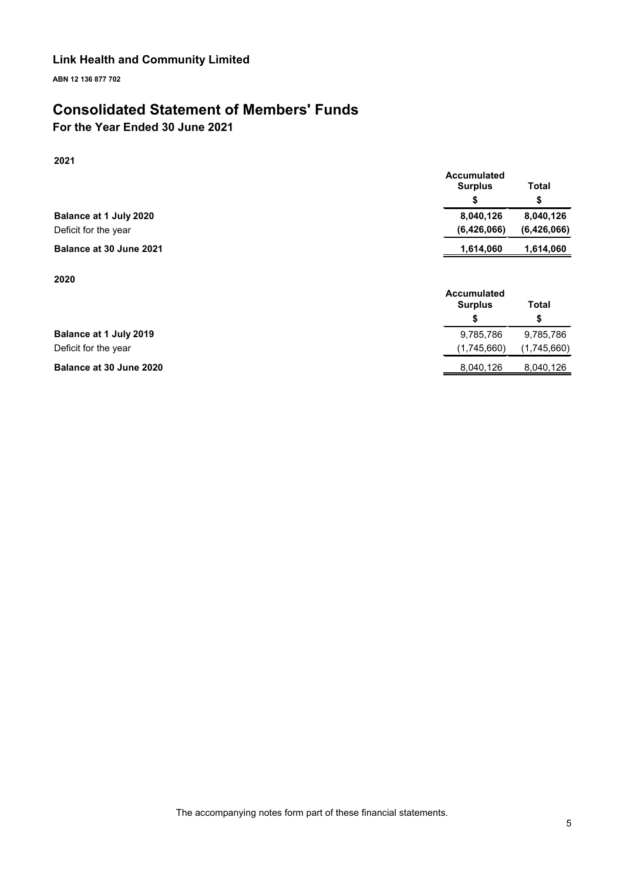# Link Health and Community Limited

**ABN 12 136 877 702**

# Consolidated Statement of Members' Funds

## For the Year Ended 30 June 2021

**2021**

| | Accumulated Surplus | Total |
|---|---|---|
| | $ | $ |
| **Balance at 1 July 2020** | **8,040,126** | **8,040,126** |
| Deficit for the year | **(6,426,066)** | **(6,426,066)** |
| **Balance at 30 June 2021** | **1,614,060** | **1,614,060** |

**2020**

| | Accumulated Surplus | Total |
|---|---|---|
| | $ | $ |
| **Balance at 1 July 2019** | 9,785,786 | 9,785,786 |
| Deficit for the year | (1,745,660) | (1,745,660) |
| **Balance at 30 June 2020** | 8,040,126 | 8,040,126 |

The accompanying notes form part of these financial statements.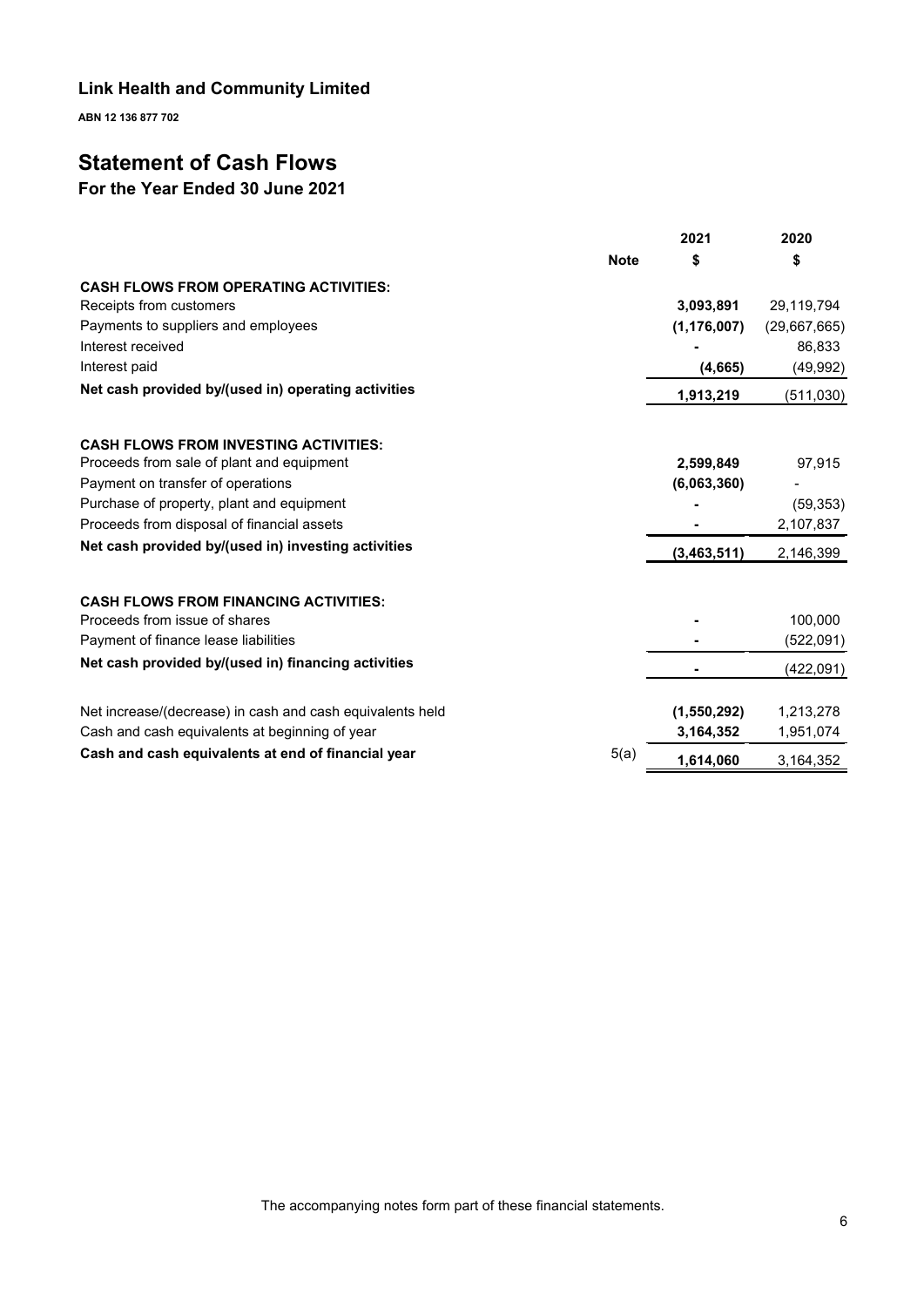## Link Health and Community Limited

**ABN 12 136 877 702**

# Statement of Cash Flows

## For the Year Ended 30 June 2021

| | Note | 2021<br>$ | 2020<br>$ |
|---|---|---|---|
| **CASH FLOWS FROM OPERATING ACTIVITIES:** | | | |
| Receipts from customers | | **3,093,891** | 29,119,794 |
| Payments to suppliers and employees | | **(1,176,007)** | (29,667,665) |
| Interest received | | **-** | 86,833 |
| Interest paid | | **(4,665)** | (49,992) |
| **Net cash provided by/(used in) operating activities** | | **1,913,219** | (511,030) |
| | | | |
| **CASH FLOWS FROM INVESTING ACTIVITIES:** | | | |
| Proceeds from sale of plant and equipment | | **2,599,849** | 97,915 |
| Payment on transfer of operations | | **(6,063,360)** | - |
| Purchase of property, plant and equipment | | **-** | (59,353) |
| Proceeds from disposal of financial assets | | **-** | 2,107,837 |
| **Net cash provided by/(used in) investing activities** | | **(3,463,511)** | 2,146,399 |
| | | | |
| **CASH FLOWS FROM FINANCING ACTIVITIES:** | | | |
| Proceeds from issue of shares | | **-** | 100,000 |
| Payment of finance lease liabilities | | **-** | (522,091) |
| **Net cash provided by/(used in) financing activities** | | **-** | (422,091) |
| | | | |
| Net increase/(decrease) in cash and cash equivalents held | | **(1,550,292)** | 1,213,278 |
| Cash and cash equivalents at beginning of year | | **3,164,352** | 1,951,074 |
| **Cash and cash equivalents at end of financial year** | 5(a) | **1,614,060** | 3,164,352 |

The accompanying notes form part of these financial statements.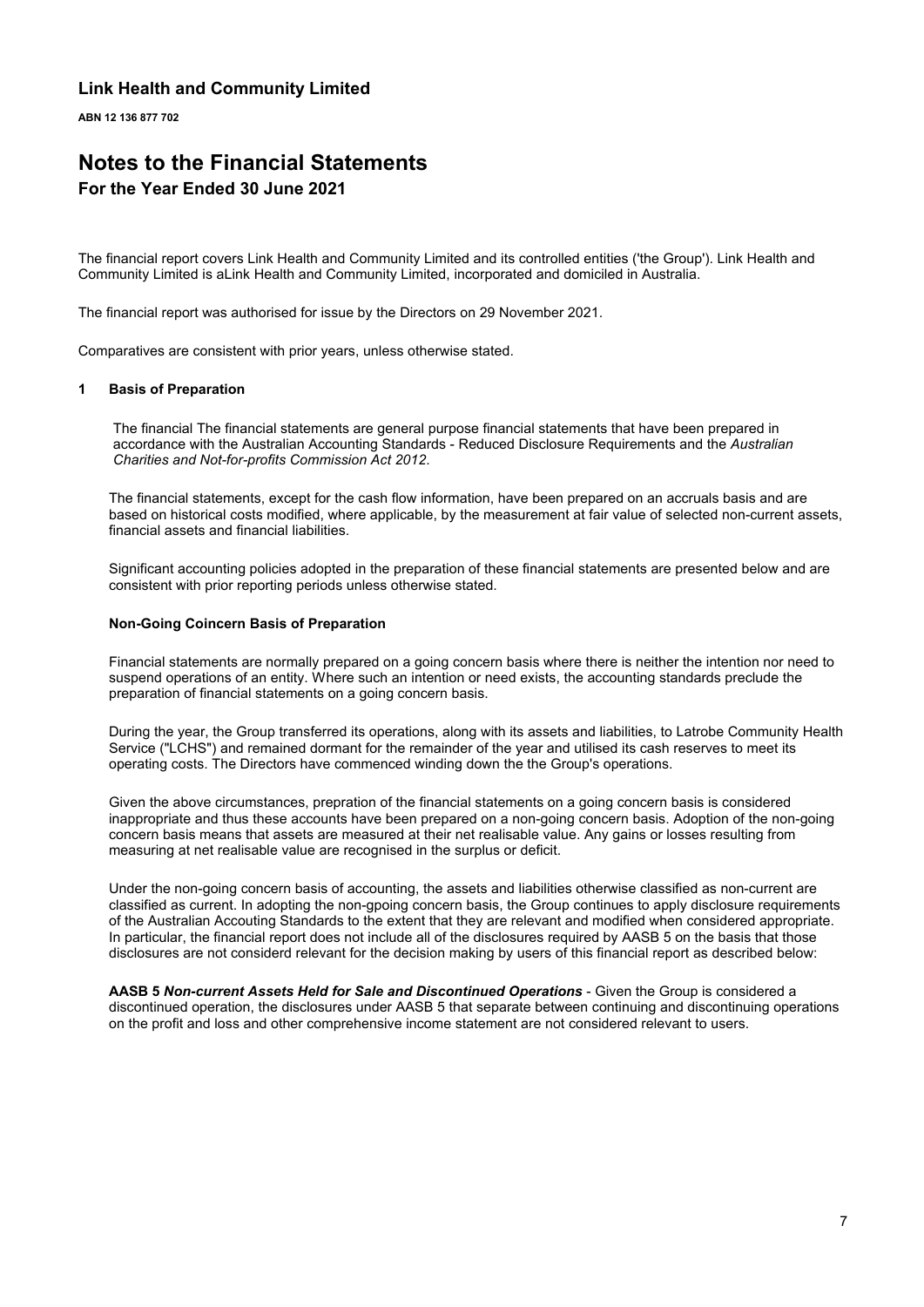**Link Health and Community Limited**

**ABN 12 136 877 702**

# Notes to the Financial Statements

## For the Year Ended 30 June 2021

The financial report covers Link Health and Community Limited and its controlled entities ('the Group'). Link Health and Community Limited is aLink Health and Community Limited, incorporated and domiciled in Australia.

The financial report was authorised for issue by the Directors on 29 November 2021.

Comparatives are consistent with prior years, unless otherwise stated.

### 1 Basis of Preparation

The financial The financial statements are general purpose financial statements that have been prepared in accordance with the Australian Accounting Standards - Reduced Disclosure Requirements and the *Australian Charities and Not-for-profits Commission Act 2012*.

The financial statements, except for the cash flow information, have been prepared on an accruals basis and are based on historical costs modified, where applicable, by the measurement at fair value of selected non-current assets, financial assets and financial liabilities.

Significant accounting policies adopted in the preparation of these financial statements are presented below and are consistent with prior reporting periods unless otherwise stated.

**Non-Going Coincern Basis of Preparation**

Financial statements are normally prepared on a going concern basis where there is neither the intention nor need to suspend operations of an entity. Where such an intention or need exists, the accounting standards preclude the preparation of financial statements on a going concern basis.

During the year, the Group transferred its operations, along with its assets and liabilities, to Latrobe Community Health Service ("LCHS") and remained dormant for the remainder of the year and utilised its cash reserves to meet its operating costs. The Directors have commenced winding down the the Group's operations.

Given the above circumstances, prepration of the financial statements on a going concern basis is considered inappropriate and thus these accounts have been prepared on a non-going concern basis. Adoption of the non-going concern basis means that assets are measured at their net realisable value. Any gains or losses resulting from measuring at net realisable value are recognised in the surplus or deficit.

Under the non-going concern basis of accounting, the assets and liabilities otherwise classified as non-current are classified as current. In adopting the non-gpoing concern basis, the Group continues to apply disclosure requirements of the Australian Accouting Standards to the extent that they are relevant and modified when considered appropriate. In particular, the financial report does not include all of the disclosures required by AASB 5 on the basis that those disclosures are not considerd relevant for the decision making by users of this financial report as described below:

***AASB 5 Non-current Assets Held for Sale and Discontinued Operations*** - Given the Group is considered a discontinued operation, the disclosures under AASB 5 that separate between continuing and discontinuing operations on the profit and loss and other comprehensive income statement are not considered relevant to users.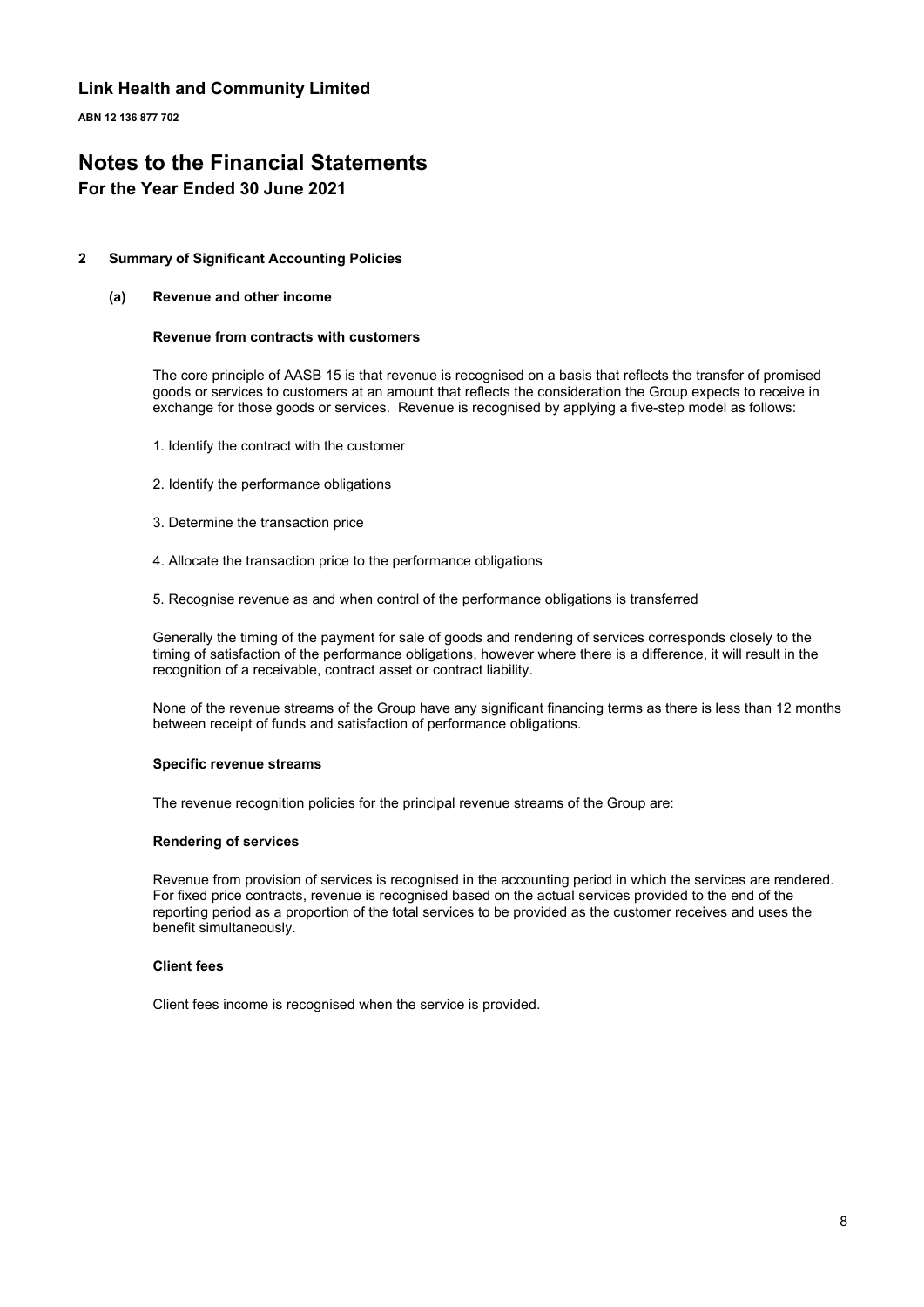# Link Health and Community Limited

**ABN 12 136 877 702**

# Notes to the Financial Statements

## For the Year Ended 30 June 2021

**2 Summary of Significant Accounting Policies**

**(a) Revenue and other income**

**Revenue from contracts with customers**

The core principle of AASB 15 is that revenue is recognised on a basis that reflects the transfer of promised goods or services to customers at an amount that reflects the consideration the Group expects to receive in exchange for those goods or services. Revenue is recognised by applying a five-step model as follows:

1. Identify the contract with the customer
2. Identify the performance obligations
3. Determine the transaction price
4. Allocate the transaction price to the performance obligations
5. Recognise revenue as and when control of the performance obligations is transferred

Generally the timing of the payment for sale of goods and rendering of services corresponds closely to the timing of satisfaction of the performance obligations, however where there is a difference, it will result in the recognition of a receivable, contract asset or contract liability.

None of the revenue streams of the Group have any significant financing terms as there is less than 12 months between receipt of funds and satisfaction of performance obligations.

**Specific revenue streams**

The revenue recognition policies for the principal revenue streams of the Group are:

**Rendering of services**

Revenue from provision of services is recognised in the accounting period in which the services are rendered. For fixed price contracts, revenue is recognised based on the actual services provided to the end of the reporting period as a proportion of the total services to be provided as the customer receives and uses the benefit simultaneously.

**Client fees**

Client fees income is recognised when the service is provided.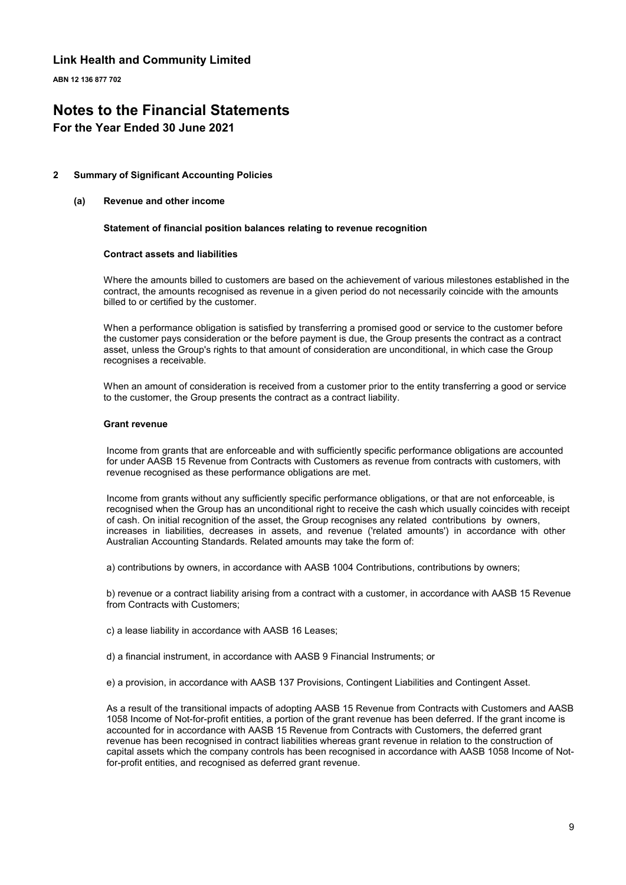# Link Health and Community Limited

**ABN 12 136 877 702**

# Notes to the Financial Statements

## For the Year Ended 30 June 2021

### 2 Summary of Significant Accounting Policies

#### (a) Revenue and other income

**Statement of financial position balances relating to revenue recognition**

**Contract assets and liabilities**

Where the amounts billed to customers are based on the achievement of various milestones established in the contract, the amounts recognised as revenue in a given period do not necessarily coincide with the amounts billed to or certified by the customer.

When a performance obligation is satisfied by transferring a promised good or service to the customer before the customer pays consideration or the before payment is due, the Group presents the contract as a contract asset, unless the Group's rights to that amount of consideration are unconditional, in which case the Group recognises a receivable.

When an amount of consideration is received from a customer prior to the entity transferring a good or service to the customer, the Group presents the contract as a contract liability.

**Grant revenue**

Income from grants that are enforceable and with sufficiently specific performance obligations are accounted for under AASB 15 Revenue from Contracts with Customers as revenue from contracts with customers, with revenue recognised as these performance obligations are met.

Income from grants without any sufficiently specific performance obligations, or that are not enforceable, is recognised when the Group has an unconditional right to receive the cash which usually coincides with receipt of cash. On initial recognition of the asset, the Group recognises any related contributions by owners, increases in liabilities, decreases in assets, and revenue ('related amounts') in accordance with other Australian Accounting Standards. Related amounts may take the form of:

a) contributions by owners, in accordance with AASB 1004 Contributions, contributions by owners;

b) revenue or a contract liability arising from a contract with a customer, in accordance with AASB 15 Revenue from Contracts with Customers;

c) a lease liability in accordance with AASB 16 Leases;

d) a financial instrument, in accordance with AASB 9 Financial Instruments; or

e) a provision, in accordance with AASB 137 Provisions, Contingent Liabilities and Contingent Asset.

As a result of the transitional impacts of adopting AASB 15 Revenue from Contracts with Customers and AASB 1058 Income of Not-for-profit entities, a portion of the grant revenue has been deferred. If the grant income is accounted for in accordance with AASB 15 Revenue from Contracts with Customers, the deferred grant revenue has been recognised in contract liabilities whereas grant revenue in relation to the construction of capital assets which the company controls has been recognised in accordance with AASB 1058 Income of Not-for-profit entities, and recognised as deferred grant revenue.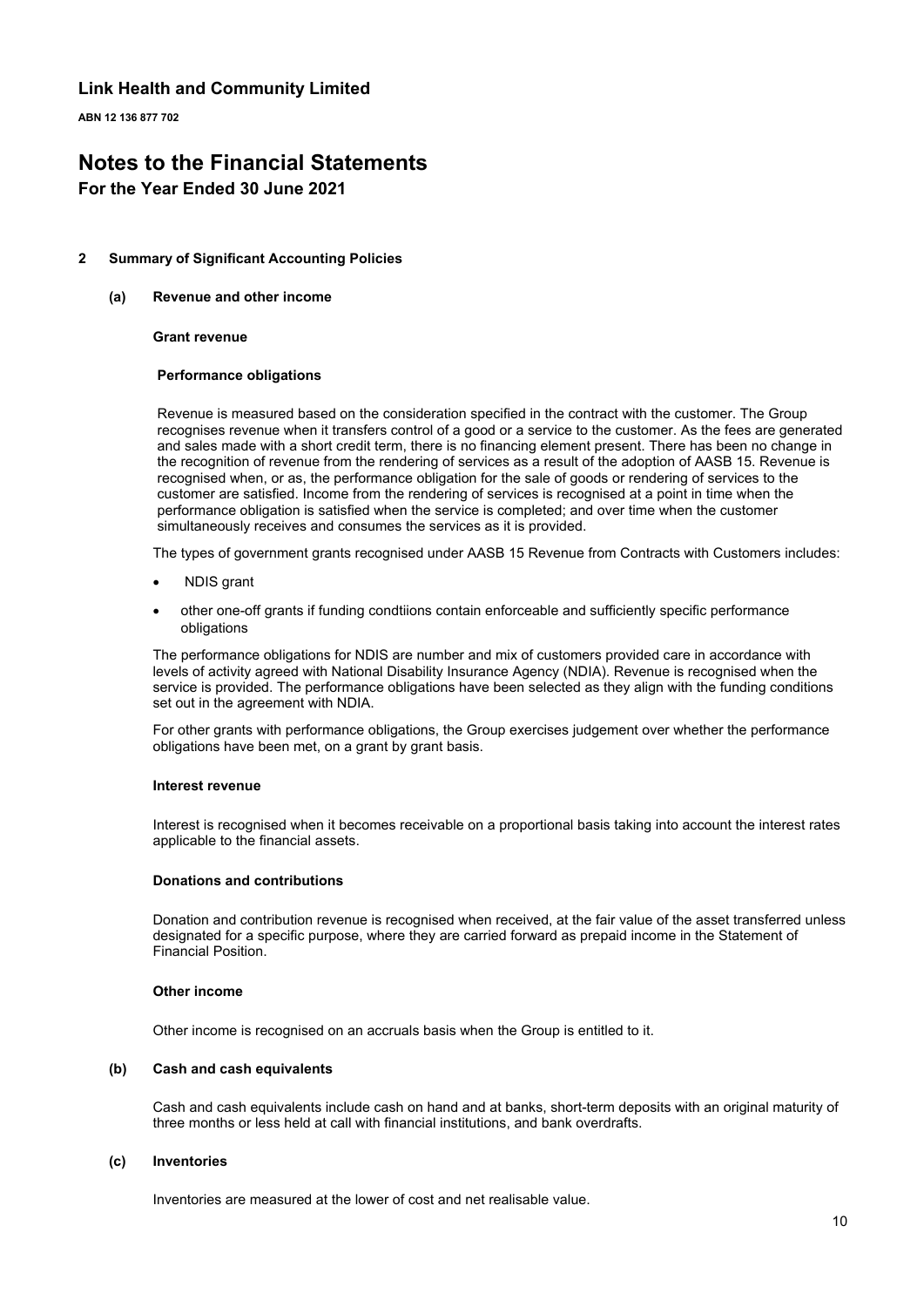## 2 Summary of Significant Accounting Policies

### (a) Revenue and other income

**Grant revenue**

**Performance obligations**

Revenue is measured based on the consideration specified in the contract with the customer. The Group recognises revenue when it transfers control of a good or a service to the customer. As the fees are generated and sales made with a short credit term, there is no financing element present. There has been no change in the recognition of revenue from the rendering of services as a result of the adoption of AASB 15. Revenue is recognised when, or as, the performance obligation for the sale of goods or rendering of services to the customer are satisfied. Income from the rendering of services is recognised at a point in time when the performance obligation is satisfied when the service is completed; and over time when the customer simultaneously receives and consumes the services as it is provided.

The types of government grants recognised under AASB 15 Revenue from Contracts with Customers includes:

- NDIS grant
- other one-off grants if funding condtiions contain enforceable and sufficiently specific performance obligations

The performance obligations for NDIS are number and mix of customers provided care in accordance with levels of activity agreed with National Disability Insurance Agency (NDIA). Revenue is recognised when the service is provided. The performance obligations have been selected as they align with the funding conditions set out in the agreement with NDIA.

For other grants with performance obligations, the Group exercises judgement over whether the performance obligations have been met, on a grant by grant basis.

**Interest revenue**

Interest is recognised when it becomes receivable on a proportional basis taking into account the interest rates applicable to the financial assets.

**Donations and contributions**

Donation and contribution revenue is recognised when received, at the fair value of the asset transferred unless designated for a specific purpose, where they are carried forward as prepaid income in the Statement of Financial Position.

**Other income**

Other income is recognised on an accruals basis when the Group is entitled to it.

### (b) Cash and cash equivalents

Cash and cash equivalents include cash on hand and at banks, short-term deposits with an original maturity of three months or less held at call with financial institutions, and bank overdrafts.

### (c) Inventories

Inventories are measured at the lower of cost and net realisable value.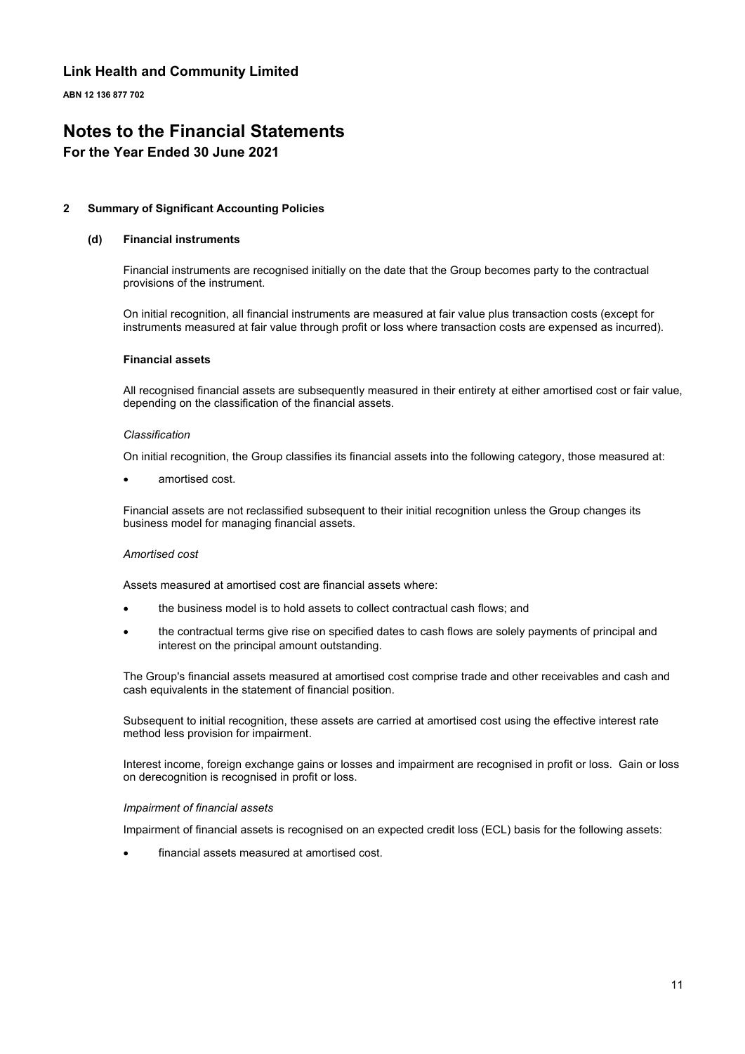# Link Health and Community Limited

**ABN 12 136 877 702**

# Notes to the Financial Statements

## For the Year Ended 30 June 2021

### 2 Summary of Significant Accounting Policies

#### (d) Financial instruments

Financial instruments are recognised initially on the date that the Group becomes party to the contractual provisions of the instrument.

On initial recognition, all financial instruments are measured at fair value plus transaction costs (except for instruments measured at fair value through profit or loss where transaction costs are expensed as incurred).

**Financial assets**

All recognised financial assets are subsequently measured in their entirety at either amortised cost or fair value, depending on the classification of the financial assets.

*Classification*

On initial recognition, the Group classifies its financial assets into the following category, those measured at:

- amortised cost.

Financial assets are not reclassified subsequent to their initial recognition unless the Group changes its business model for managing financial assets.

*Amortised cost*

Assets measured at amortised cost are financial assets where:

- the business model is to hold assets to collect contractual cash flows; and
- the contractual terms give rise on specified dates to cash flows are solely payments of principal and interest on the principal amount outstanding.

The Group's financial assets measured at amortised cost comprise trade and other receivables and cash and cash equivalents in the statement of financial position.

Subsequent to initial recognition, these assets are carried at amortised cost using the effective interest rate method less provision for impairment.

Interest income, foreign exchange gains or losses and impairment are recognised in profit or loss. Gain or loss on derecognition is recognised in profit or loss.

*Impairment of financial assets*

Impairment of financial assets is recognised on an expected credit loss (ECL) basis for the following assets:

- financial assets measured at amortised cost.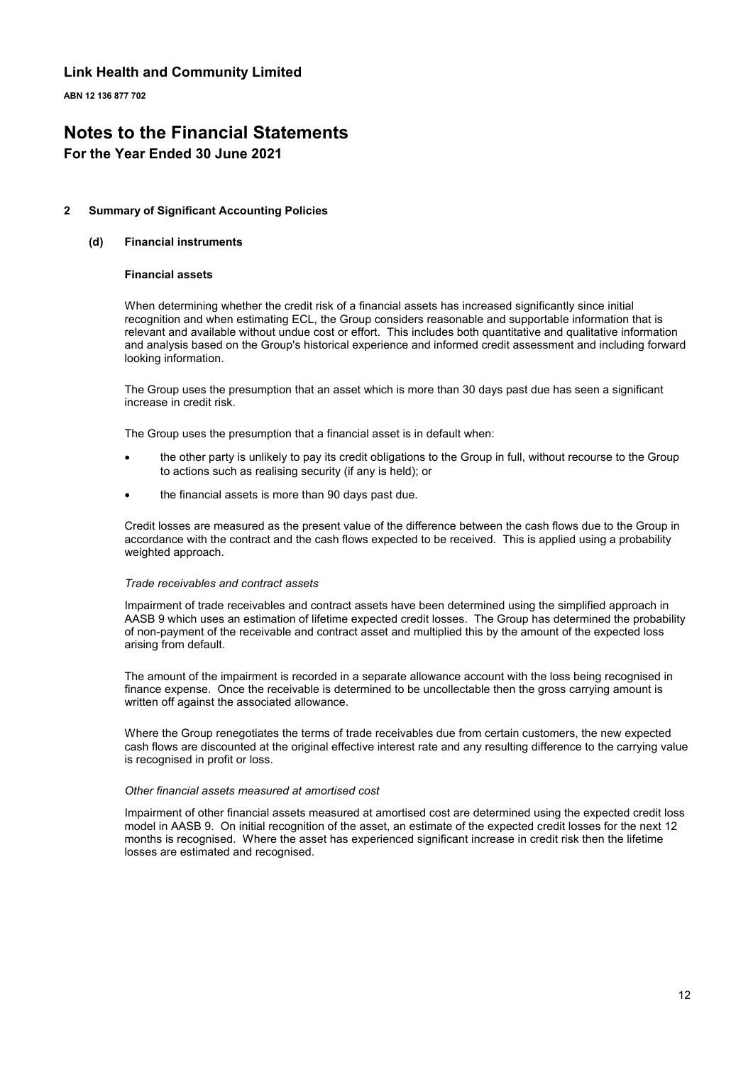# Link Health and Community Limited

**ABN 12 136 877 702**

# Notes to the Financial Statements

## For the Year Ended 30 June 2021

### 2 Summary of Significant Accounting Policies

#### (d) Financial instruments

**Financial assets**

When determining whether the credit risk of a financial assets has increased significantly since initial recognition and when estimating ECL, the Group considers reasonable and supportable information that is relevant and available without undue cost or effort. This includes both quantitative and qualitative information and analysis based on the Group's historical experience and informed credit assessment and including forward looking information.

The Group uses the presumption that an asset which is more than 30 days past due has seen a significant increase in credit risk.

The Group uses the presumption that a financial asset is in default when:

- the other party is unlikely to pay its credit obligations to the Group in full, without recourse to the Group to actions such as realising security (if any is held); or
- the financial assets is more than 90 days past due.

Credit losses are measured as the present value of the difference between the cash flows due to the Group in accordance with the contract and the cash flows expected to be received. This is applied using a probability weighted approach.

*Trade receivables and contract assets*

Impairment of trade receivables and contract assets have been determined using the simplified approach in AASB 9 which uses an estimation of lifetime expected credit losses. The Group has determined the probability of non-payment of the receivable and contract asset and multiplied this by the amount of the expected loss arising from default.

The amount of the impairment is recorded in a separate allowance account with the loss being recognised in finance expense. Once the receivable is determined to be uncollectable then the gross carrying amount is written off against the associated allowance.

Where the Group renegotiates the terms of trade receivables due from certain customers, the new expected cash flows are discounted at the original effective interest rate and any resulting difference to the carrying value is recognised in profit or loss.

*Other financial assets measured at amortised cost*

Impairment of other financial assets measured at amortised cost are determined using the expected credit loss model in AASB 9. On initial recognition of the asset, an estimate of the expected credit losses for the next 12 months is recognised. Where the asset has experienced significant increase in credit risk then the lifetime losses are estimated and recognised.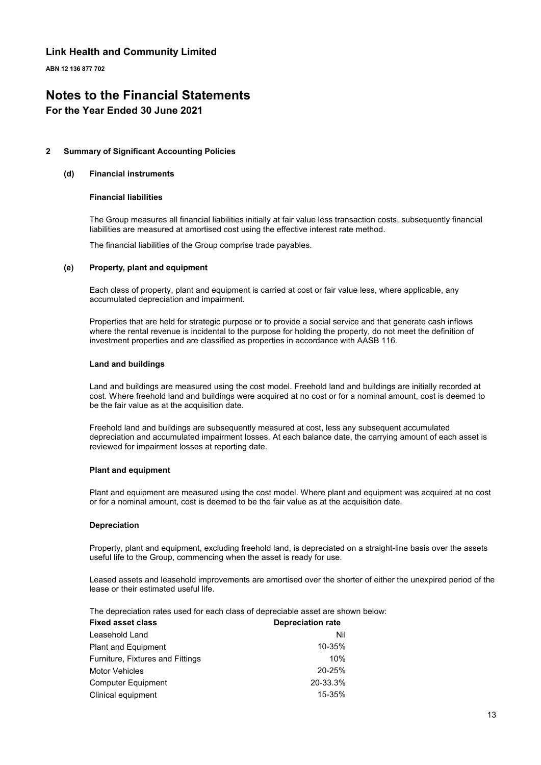## 2 Summary of Significant Accounting Policies

### (d) Financial instruments

**Financial liabilities**

The Group measures all financial liabilities initially at fair value less transaction costs, subsequently financial liabilities are measured at amortised cost using the effective interest rate method.

The financial liabilities of the Group comprise trade payables.

### (e) Property, plant and equipment

Each class of property, plant and equipment is carried at cost or fair value less, where applicable, any accumulated depreciation and impairment.

Properties that are held for strategic purpose or to provide a social service and that generate cash inflows where the rental revenue is incidental to the purpose for holding the property, do not meet the definition of investment properties and are classified as properties in accordance with AASB 116.

**Land and buildings**

Land and buildings are measured using the cost model. Freehold land and buildings are initially recorded at cost. Where freehold land and buildings were acquired at no cost or for a nominal amount, cost is deemed to be the fair value as at the acquisition date.

Freehold land and buildings are subsequently measured at cost, less any subsequent accumulated depreciation and accumulated impairment losses. At each balance date, the carrying amount of each asset is reviewed for impairment losses at reporting date.

**Plant and equipment**

Plant and equipment are measured using the cost model. Where plant and equipment was acquired at no cost or for a nominal amount, cost is deemed to be the fair value as at the acquisition date.

**Depreciation**

Property, plant and equipment, excluding freehold land, is depreciated on a straight-line basis over the assets useful life to the Group, commencing when the asset is ready for use.

Leased assets and leasehold improvements are amortised over the shorter of either the unexpired period of the lease or their estimated useful life.

The depreciation rates used for each class of depreciable asset are shown below:

| Fixed asset class | Depreciation rate |
|---|---|
| Leasehold Land | Nil |
| Plant and Equipment | 10-35% |
| Furniture, Fixtures and Fittings | 10% |
| Motor Vehicles | 20-25% |
| Computer Equipment | 20-33.3% |
| Clinical equipment | 15-35% |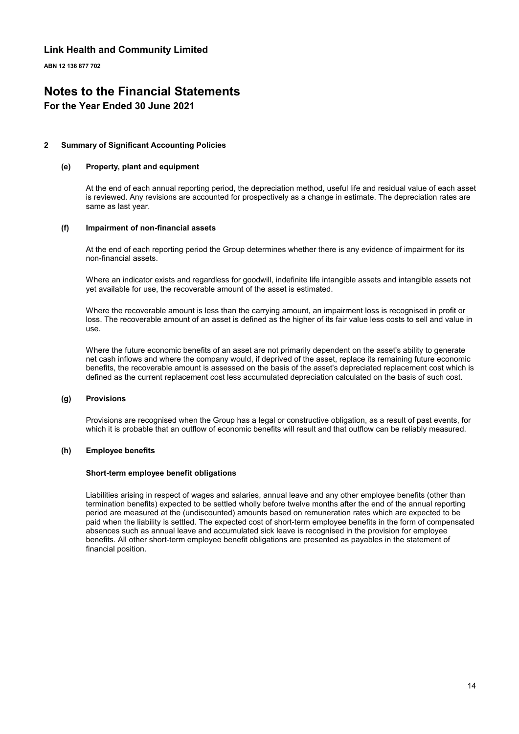# Link Health and Community Limited

**ABN 12 136 877 702**

# Notes to the Financial Statements

## For the Year Ended 30 June 2021

### 2 Summary of Significant Accounting Policies

#### (e) Property, plant and equipment

At the end of each annual reporting period, the depreciation method, useful life and residual value of each asset is reviewed. Any revisions are accounted for prospectively as a change in estimate. The depreciation rates are same as last year.

#### (f) Impairment of non-financial assets

At the end of each reporting period the Group determines whether there is any evidence of impairment for its non-financial assets.

Where an indicator exists and regardless for goodwill, indefinite life intangible assets and intangible assets not yet available for use, the recoverable amount of the asset is estimated.

Where the recoverable amount is less than the carrying amount, an impairment loss is recognised in profit or loss. The recoverable amount of an asset is defined as the higher of its fair value less costs to sell and value in use.

Where the future economic benefits of an asset are not primarily dependent on the asset's ability to generate net cash inflows and where the company would, if deprived of the asset, replace its remaining future economic benefits, the recoverable amount is assessed on the basis of the asset's depreciated replacement cost which is defined as the current replacement cost less accumulated depreciation calculated on the basis of such cost.

#### (g) Provisions

Provisions are recognised when the Group has a legal or constructive obligation, as a result of past events, for which it is probable that an outflow of economic benefits will result and that outflow can be reliably measured.

#### (h) Employee benefits

**Short-term employee benefit obligations**

Liabilities arising in respect of wages and salaries, annual leave and any other employee benefits (other than termination benefits) expected to be settled wholly before twelve months after the end of the annual reporting period are measured at the (undiscounted) amounts based on remuneration rates which are expected to be paid when the liability is settled. The expected cost of short-term employee benefits in the form of compensated absences such as annual leave and accumulated sick leave is recognised in the provision for employee benefits. All other short-term employee benefit obligations are presented as payables in the statement of financial position.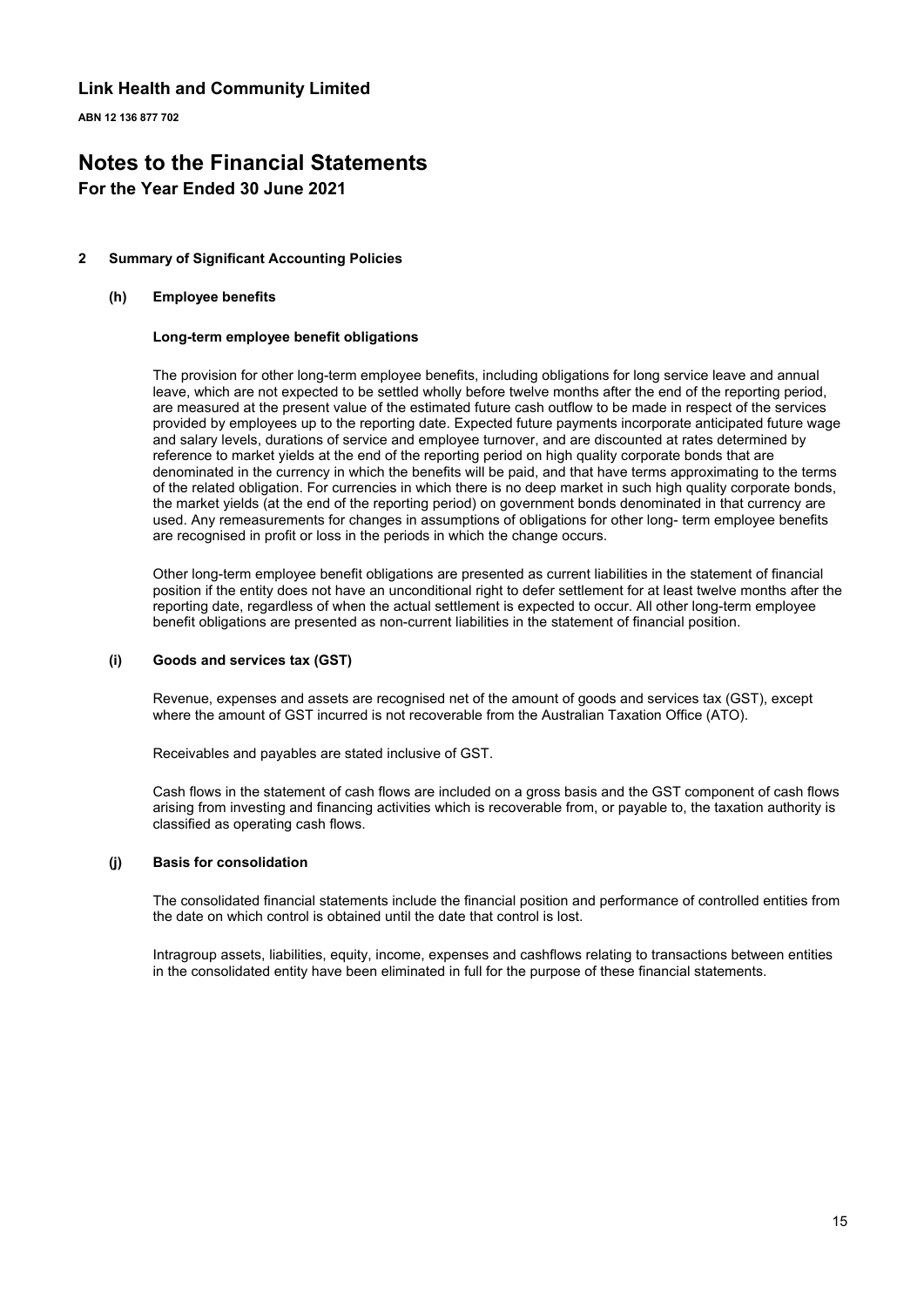# Link Health and Community Limited

**ABN 12 136 877 702**

# Notes to the Financial Statements

## For the Year Ended 30 June 2021

### 2 Summary of Significant Accounting Policies

#### (h) Employee benefits

**Long-term employee benefit obligations**

The provision for other long-term employee benefits, including obligations for long service leave and annual leave, which are not expected to be settled wholly before twelve months after the end of the reporting period, are measured at the present value of the estimated future cash outflow to be made in respect of the services provided by employees up to the reporting date. Expected future payments incorporate anticipated future wage and salary levels, durations of service and employee turnover, and are discounted at rates determined by reference to market yields at the end of the reporting period on high quality corporate bonds that are denominated in the currency in which the benefits will be paid, and that have terms approximating to the terms of the related obligation. For currencies in which there is no deep market in such high quality corporate bonds, the market yields (at the end of the reporting period) on government bonds denominated in that currency are used. Any remeasurements for changes in assumptions of obligations for other long- term employee benefits are recognised in profit or loss in the periods in which the change occurs.

Other long-term employee benefit obligations are presented as current liabilities in the statement of financial position if the entity does not have an unconditional right to defer settlement for at least twelve months after the reporting date, regardless of when the actual settlement is expected to occur. All other long-term employee benefit obligations are presented as non-current liabilities in the statement of financial position.

#### (i) Goods and services tax (GST)

Revenue, expenses and assets are recognised net of the amount of goods and services tax (GST), except where the amount of GST incurred is not recoverable from the Australian Taxation Office (ATO).

Receivables and payables are stated inclusive of GST.

Cash flows in the statement of cash flows are included on a gross basis and the GST component of cash flows arising from investing and financing activities which is recoverable from, or payable to, the taxation authority is classified as operating cash flows.

#### (j) Basis for consolidation

The consolidated financial statements include the financial position and performance of controlled entities from the date on which control is obtained until the date that control is lost.

Intragroup assets, liabilities, equity, income, expenses and cashflows relating to transactions between entities in the consolidated entity have been eliminated in full for the purpose of these financial statements.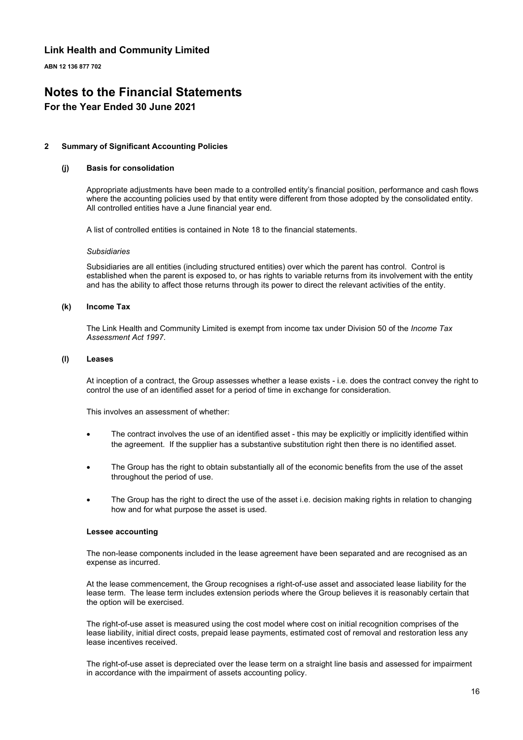# Link Health and Community Limited

**ABN 12 136 877 702**

# Notes to the Financial Statements

## For the Year Ended 30 June 2021

### 2 Summary of Significant Accounting Policies

#### (j) Basis for consolidation

Appropriate adjustments have been made to a controlled entity's financial position, performance and cash flows where the accounting policies used by that entity were different from those adopted by the consolidated entity. All controlled entities have a June financial year end.

A list of controlled entities is contained in Note 18 to the financial statements.

*Subsidiaries*

Subsidiaries are all entities (including structured entities) over which the parent has control. Control is established when the parent is exposed to, or has rights to variable returns from its involvement with the entity and has the ability to affect those returns through its power to direct the relevant activities of the entity.

#### (k) Income Tax

The Link Health and Community Limited is exempt from income tax under Division 50 of the *Income Tax Assessment Act 1997*.

#### (l) Leases

At inception of a contract, the Group assesses whether a lease exists - i.e. does the contract convey the right to control the use of an identified asset for a period of time in exchange for consideration.

This involves an assessment of whether:

- The contract involves the use of an identified asset - this may be explicitly or implicitly identified within the agreement. If the supplier has a substantive substitution right then there is no identified asset.
- The Group has the right to obtain substantially all of the economic benefits from the use of the asset throughout the period of use.
- The Group has the right to direct the use of the asset i.e. decision making rights in relation to changing how and for what purpose the asset is used.

**Lessee accounting**

The non-lease components included in the lease agreement have been separated and are recognised as an expense as incurred.

At the lease commencement, the Group recognises a right-of-use asset and associated lease liability for the lease term. The lease term includes extension periods where the Group believes it is reasonably certain that the option will be exercised.

The right-of-use asset is measured using the cost model where cost on initial recognition comprises of the lease liability, initial direct costs, prepaid lease payments, estimated cost of removal and restoration less any lease incentives received.

The right-of-use asset is depreciated over the lease term on a straight line basis and assessed for impairment in accordance with the impairment of assets accounting policy.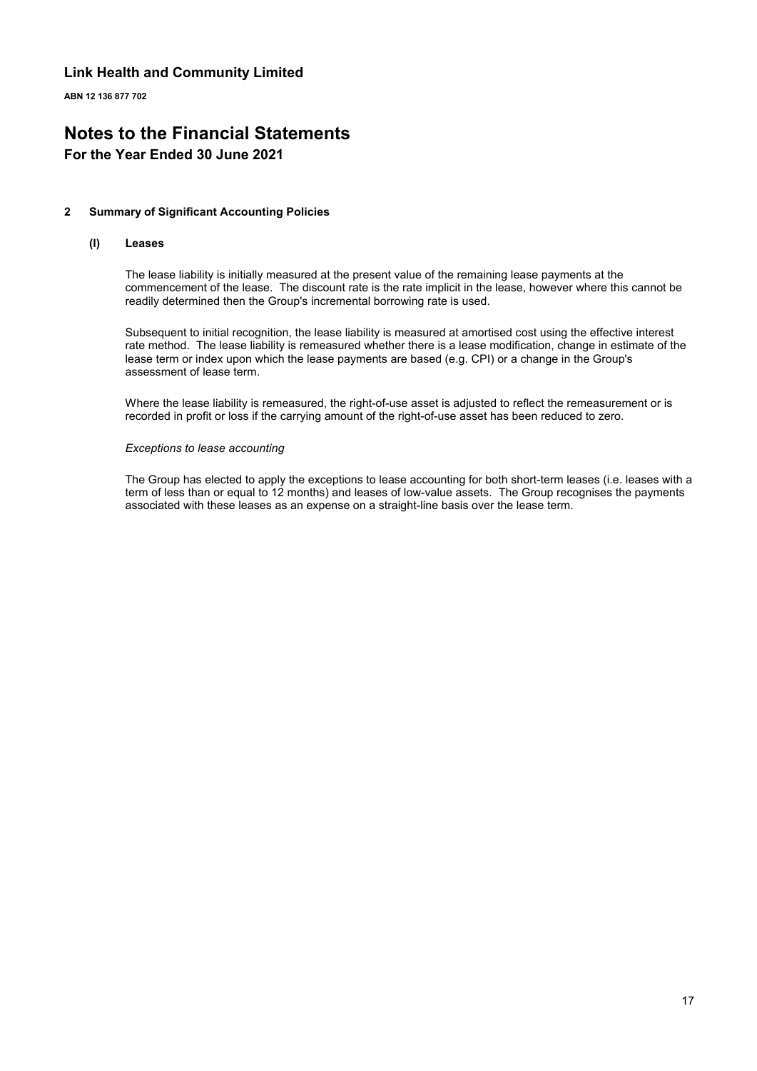# Link Health and Community Limited

**ABN 12 136 877 702**

# Notes to the Financial Statements

## For the Year Ended 30 June 2021

### 2 Summary of Significant Accounting Policies

#### (l) Leases

The lease liability is initially measured at the present value of the remaining lease payments at the commencement of the lease. The discount rate is the rate implicit in the lease, however where this cannot be readily determined then the Group's incremental borrowing rate is used.

Subsequent to initial recognition, the lease liability is measured at amortised cost using the effective interest rate method. The lease liability is remeasured whether there is a lease modification, change in estimate of the lease term or index upon which the lease payments are based (e.g. CPI) or a change in the Group's assessment of lease term.

Where the lease liability is remeasured, the right-of-use asset is adjusted to reflect the remeasurement or is recorded in profit or loss if the carrying amount of the right-of-use asset has been reduced to zero.

*Exceptions to lease accounting*

The Group has elected to apply the exceptions to lease accounting for both short-term leases (i.e. leases with a term of less than or equal to 12 months) and leases of low-value assets. The Group recognises the payments associated with these leases as an expense on a straight-line basis over the lease term.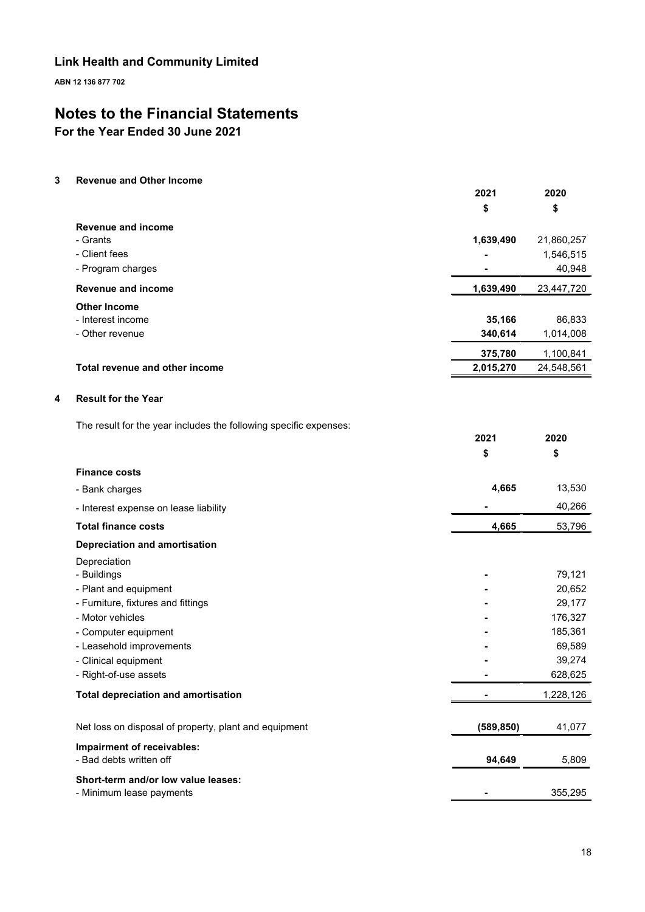**Link Health and Community Limited**

**ABN 12 136 877 702**

# Notes to the Financial Statements

## For the Year Ended 30 June 2021

### 3 Revenue and Other Income

| | 2021 | 2020 |
|---|---|---|
| | $ | $ |
| **Revenue and income** | | |
| - Grants | **1,639,490** | 21,860,257 |
| - Client fees | **-** | 1,546,515 |
| - Program charges | **-** | 40,948 |
| **Revenue and income** | **1,639,490** | 23,447,720 |
| **Other Income** | | |
| - Interest income | **35,166** | 86,833 |
| - Other revenue | **340,614** | 1,014,008 |
| | **375,780** | 1,100,841 |
| **Total revenue and other income** | **2,015,270** | 24,548,561 |

### 4 Result for the Year

The result for the year includes the following specific expenses:

| | 2021 | 2020 |
|---|---|---|
| | $ | $ |
| **Finance costs** | | |
| - Bank charges | **4,665** | 13,530 |
| - Interest expense on lease liability | **-** | 40,266 |
| **Total finance costs** | **4,665** | 53,796 |
| **Depreciation and amortisation** | | |
| Depreciation | | |
| - Buildings | **-** | 79,121 |
| - Plant and equipment | **-** | 20,652 |
| - Furniture, fixtures and fittings | **-** | 29,177 |
| - Motor vehicles | **-** | 176,327 |
| - Computer equipment | **-** | 185,361 |
| - Leasehold improvements | **-** | 69,589 |
| - Clinical equipment | **-** | 39,274 |
| - Right-of-use assets | **-** | 628,625 |
| **Total depreciation and amortisation** | **-** | 1,228,126 |
| | | |
| Net loss on disposal of property, plant and equipment | **(589,850)** | 41,077 |
| **Impairment of receivables:** | | |
| - Bad debts written off | **94,649** | 5,809 |
| **Short-term and/or low value leases:** | | |
| - Minimum lease payments | **-** | 355,295 |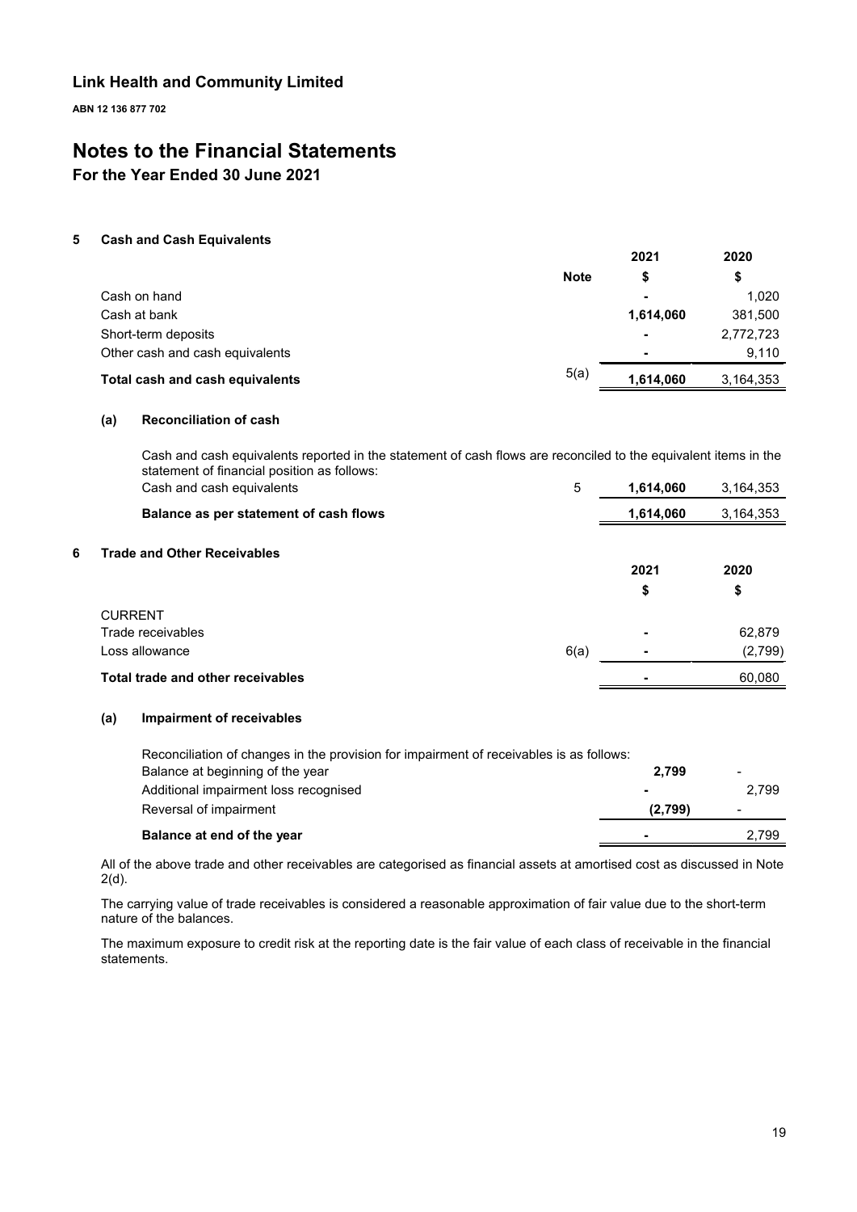## Link Health and Community Limited

**ABN 12 136 877 702**

# Notes to the Financial Statements

## For the Year Ended 30 June 2021

### 5 Cash and Cash Equivalents

| | Note | 2021<br>$ | 2020<br>$ |
|---|---|---|---|
| Cash on hand | | - | 1,020 |
| Cash at bank | | **1,614,060** | 381,500 |
| Short-term deposits | | - | 2,772,723 |
| Other cash and cash equivalents | | - | 9,110 |
| **Total cash and cash equivalents** | 5(a) | **1,614,060** | 3,164,353 |

#### (a) Reconciliation of cash

Cash and cash equivalents reported in the statement of cash flows are reconciled to the equivalent items in the statement of financial position as follows:

| | Note | 2021 | 2020 |
|---|---|---|---|
| Cash and cash equivalents | 5 | **1,614,060** | 3,164,353 |
| **Balance as per statement of cash flows** | | **1,614,060** | 3,164,353 |

### 6 Trade and Other Receivables

| | Note | 2021<br>$ | 2020<br>$ |
|---|---|---|---|
| CURRENT | | | |
| Trade receivables | | - | 62,879 |
| Loss allowance | 6(a) | - | (2,799) |
| **Total trade and other receivables** | | - | 60,080 |

#### (a) Impairment of receivables

Reconciliation of changes in the provision for impairment of receivables is as follows:

| | 2021 | 2020 |
|---|---|---|
| Balance at beginning of the year | **2,799** | - |
| Additional impairment loss recognised | - | 2,799 |
| Reversal of impairment | **(2,799)** | - |
| **Balance at end of the year** | - | 2,799 |

All of the above trade and other receivables are categorised as financial assets at amortised cost as discussed in Note 2(d).

The carrying value of trade receivables is considered a reasonable approximation of fair value due to the short-term nature of the balances.

The maximum exposure to credit risk at the reporting date is the fair value of each class of receivable in the financial statements.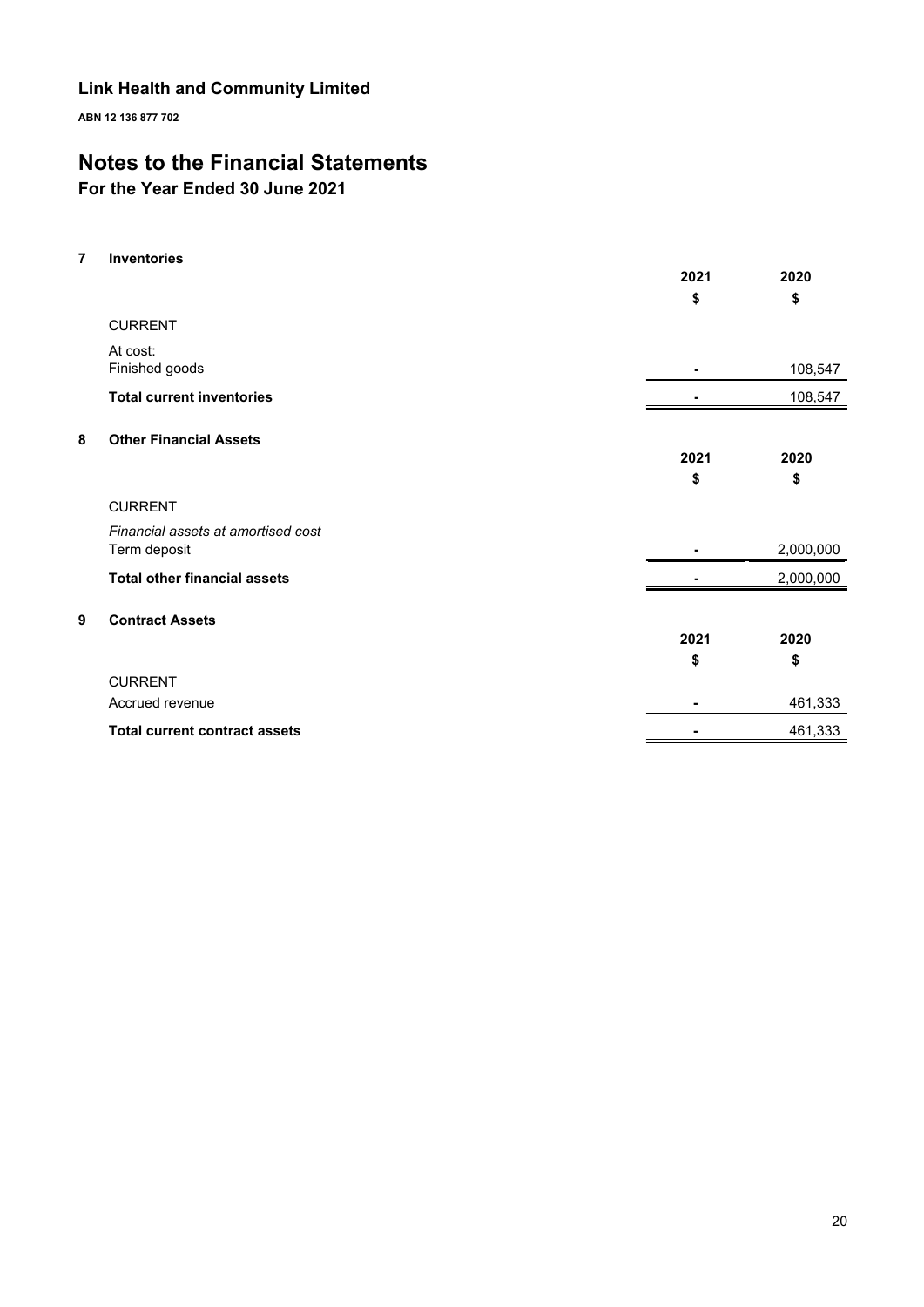## Link Health and Community Limited

**ABN 12 136 877 702**

# Notes to the Financial Statements

## For the Year Ended 30 June 2021

### 7 Inventories

| | 2021 | 2020 |
|---|---|---|
| | $ | $ |
| CURRENT | | |
| At cost: | | |
| Finished goods | - | 108,547 |
| **Total current inventories** | - | 108,547 |

### 8 Other Financial Assets

| | 2021 | 2020 |
|---|---|---|
| | $ | $ |
| CURRENT | | |
| *Financial assets at amortised cost* | | |
| Term deposit | - | 2,000,000 |
| **Total other financial assets** | - | 2,000,000 |

### 9 Contract Assets

| | 2021 | 2020 |
|---|---|---|
| | $ | $ |
| CURRENT | | |
| Accrued revenue | - | 461,333 |
| **Total current contract assets** | - | 461,333 |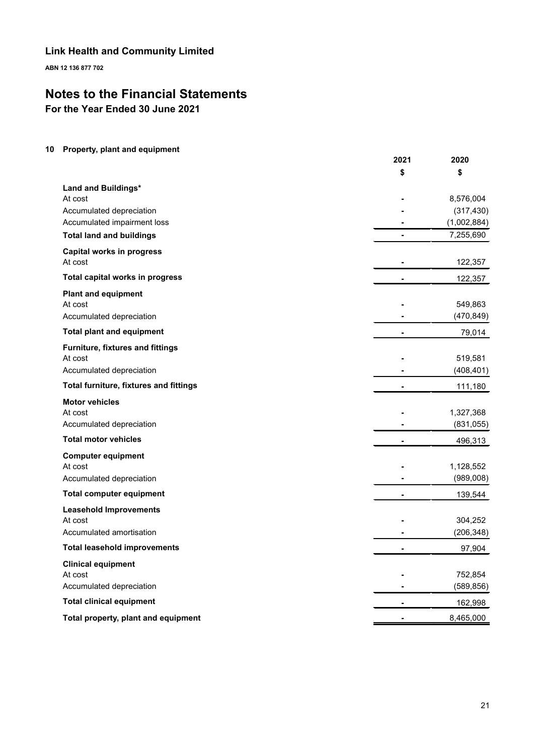# Link Health and Community Limited

**ABN 12 136 877 702**

# Notes to the Financial Statements

## For the Year Ended 30 June 2021

### 10 Property, plant and equipment

| | 2021 | 2020 |
|---|---|---|
| | $ | $ |
| **Land and Buildings*** | | |
| At cost | - | 8,576,004 |
| Accumulated depreciation | - | (317,430) |
| Accumulated impairment loss | - | (1,002,884) |
| **Total land and buildings** | - | 7,255,690 |
| **Capital works in progress** | | |
| At cost | - | 122,357 |
| **Total capital works in progress** | - | 122,357 |
| **Plant and equipment** | | |
| At cost | - | 549,863 |
| Accumulated depreciation | - | (470,849) |
| **Total plant and equipment** | - | 79,014 |
| **Furniture, fixtures and fittings** | | |
| At cost | - | 519,581 |
| Accumulated depreciation | - | (408,401) |
| **Total furniture, fixtures and fittings** | - | 111,180 |
| **Motor vehicles** | | |
| At cost | - | 1,327,368 |
| Accumulated depreciation | - | (831,055) |
| **Total motor vehicles** | - | 496,313 |
| **Computer equipment** | | |
| At cost | - | 1,128,552 |
| Accumulated depreciation | - | (989,008) |
| **Total computer equipment** | - | 139,544 |
| **Leasehold Improvements** | | |
| At cost | - | 304,252 |
| Accumulated amortisation | - | (206,348) |
| **Total leasehold improvements** | - | 97,904 |
| **Clinical equipment** | | |
| At cost | - | 752,854 |
| Accumulated depreciation | - | (589,856) |
| **Total clinical equipment** | - | 162,998 |
| **Total property, plant and equipment** | - | 8,465,000 |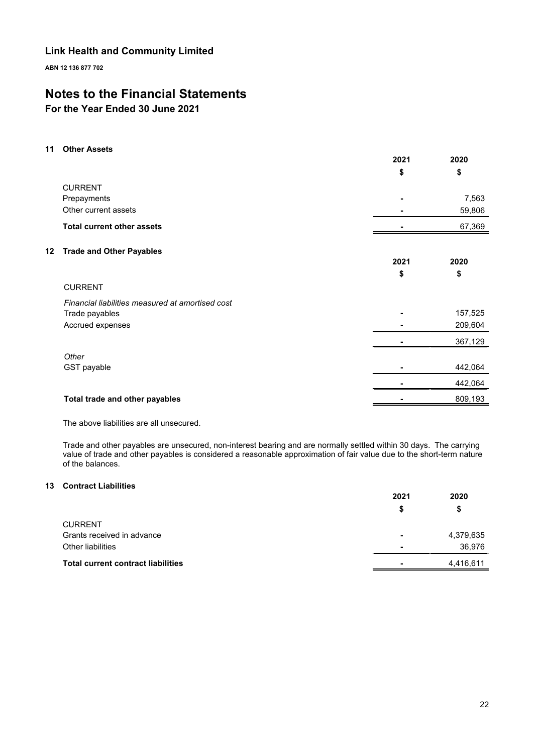## Link Health and Community Limited

**ABN 12 136 877 702**

# Notes to the Financial Statements

### For the Year Ended 30 June 2021

### 11 Other Assets

| | 2021 | 2020 |
|---|---|---|
| | $ | $ |
| CURRENT | | |
| Prepayments | - | 7,563 |
| Other current assets | - | 59,806 |
| **Total current other assets** | - | 67,369 |

### 12 Trade and Other Payables

| | 2021 | 2020 |
|---|---|---|
| | $ | $ |
| CURRENT | | |
| *Financial liabilities measured at amortised cost* | | |
| Trade payables | - | 157,525 |
| Accrued expenses | - | 209,604 |
| | - | 367,129 |
| *Other* | | |
| GST payable | - | 442,064 |
| | - | 442,064 |
| **Total trade and other payables** | - | 809,193 |

The above liabilities are all unsecured.

Trade and other payables are unsecured, non-interest bearing and are normally settled within 30 days. The carrying value of trade and other payables is considered a reasonable approximation of fair value due to the short-term nature of the balances.

### 13 Contract Liabilities

| | 2021 | 2020 |
|---|---|---|
| | $ | $ |
| CURRENT | | |
| Grants received in advance | - | 4,379,635 |
| Other liabilities | - | 36,976 |
| **Total current contract liabilities** | - | 4,416,611 |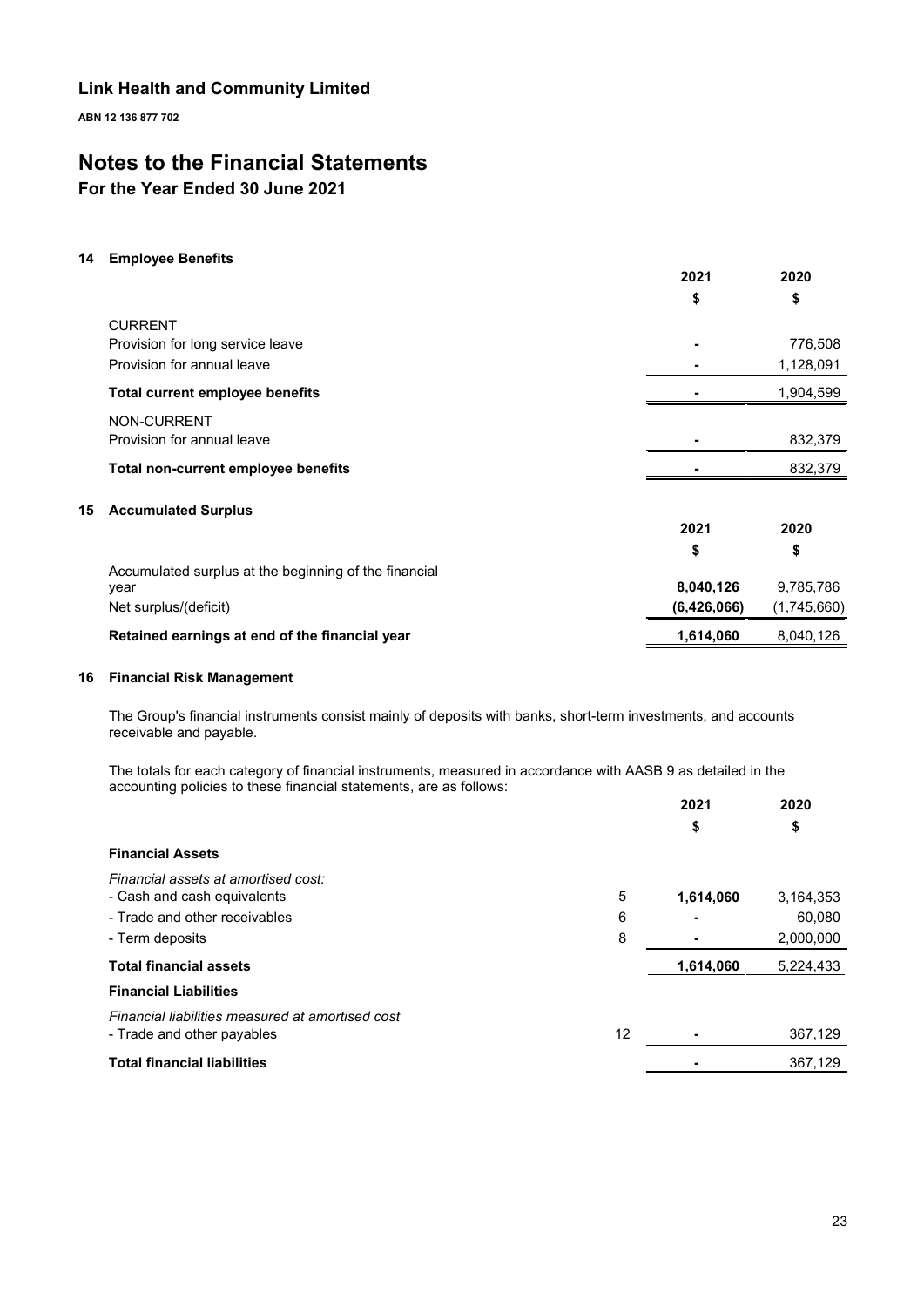# Link Health and Community Limited

**ABN 12 136 877 702**

# Notes to the Financial Statements

## For the Year Ended 30 June 2021

### 14 Employee Benefits

| | 2021 | 2020 |
|---|---|---|
| | $ | $ |
| CURRENT | | |
| Provision for long service leave | - | 776,508 |
| Provision for annual leave | - | 1,128,091 |
| **Total current employee benefits** | - | 1,904,599 |
| NON-CURRENT | | |
| Provision for annual leave | - | 832,379 |
| **Total non-current employee benefits** | - | 832,379 |

### 15 Accumulated Surplus

| | 2021 | 2020 |
|---|---|---|
| | $ | $ |
| Accumulated surplus at the beginning of the financial year | **8,040,126** | 9,785,786 |
| Net surplus/(deficit) | **(6,426,066)** | (1,745,660) |
| **Retained earnings at end of the financial year** | **1,614,060** | 8,040,126 |

### 16 Financial Risk Management

The Group's financial instruments consist mainly of deposits with banks, short-term investments, and accounts receivable and payable.

The totals for each category of financial instruments, measured in accordance with AASB 9 as detailed in the accounting policies to these financial statements, are as follows:

| | | 2021 | 2020 |
|---|---|---|---|
| | | $ | $ |
| **Financial Assets** | | | |
| *Financial assets at amortised cost:* | | | |
| - Cash and cash equivalents | 5 | **1,614,060** | 3,164,353 |
| - Trade and other receivables | 6 | - | 60,080 |
| - Term deposits | 8 | - | 2,000,000 |
| **Total financial assets** | | **1,614,060** | 5,224,433 |
| **Financial Liabilities** | | | |
| *Financial liabilities measured at amortised cost* | | | |
| - Trade and other payables | 12 | - | 367,129 |
| **Total financial liabilities** | | - | 367,129 |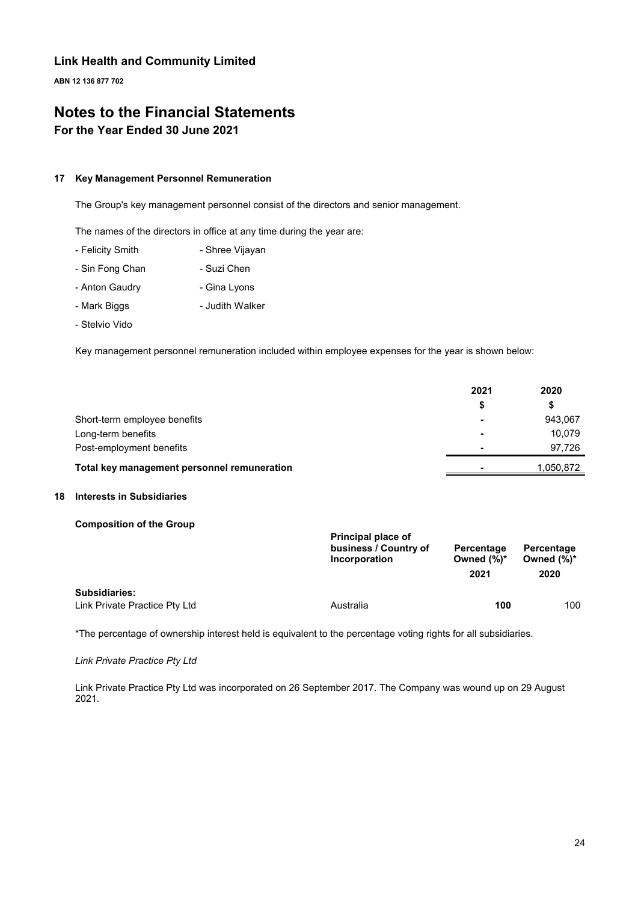# Link Health and Community Limited

**ABN 12 136 877 702**

# Notes to the Financial Statements

## For the Year Ended 30 June 2021

### 17 Key Management Personnel Remuneration

The Group's key management personnel consist of the directors and senior management.

The names of the directors in office at any time during the year are:

- Felicity Smith
- Shree Vijayan
- Sin Fong Chan
- Suzi Chen
- Anton Gaudry
- Gina Lyons
- Mark Biggs
- Judith Walker
- Stelvio Vido

Key management personnel remuneration included within employee expenses for the year is shown below:

| | 2021 | 2020 |
|---|---|---|
| | $ | $ |
| Short-term employee benefits | - | 943,067 |
| Long-term benefits | - | 10,079 |
| Post-employment benefits | - | 97,726 |
| **Total key management personnel remuneration** | - | 1,050,872 |

### 18 Interests in Subsidiaries

**Composition of the Group**

| | Principal place of business / Country of Incorporation | Percentage Owned (%)* | Percentage Owned (%)* |
|---|---|---|---|
| | | 2021 | 2020 |
| **Subsidiaries:** | | | |
| Link Private Practice Pty Ltd | Australia | **100** | 100 |

*The percentage of ownership interest held is equivalent to the percentage voting rights for all subsidiaries.

*Link Private Practice Pty Ltd*

Link Private Practice Pty Ltd was incorporated on 26 September 2017. The Company was wound up on 29 August 2021.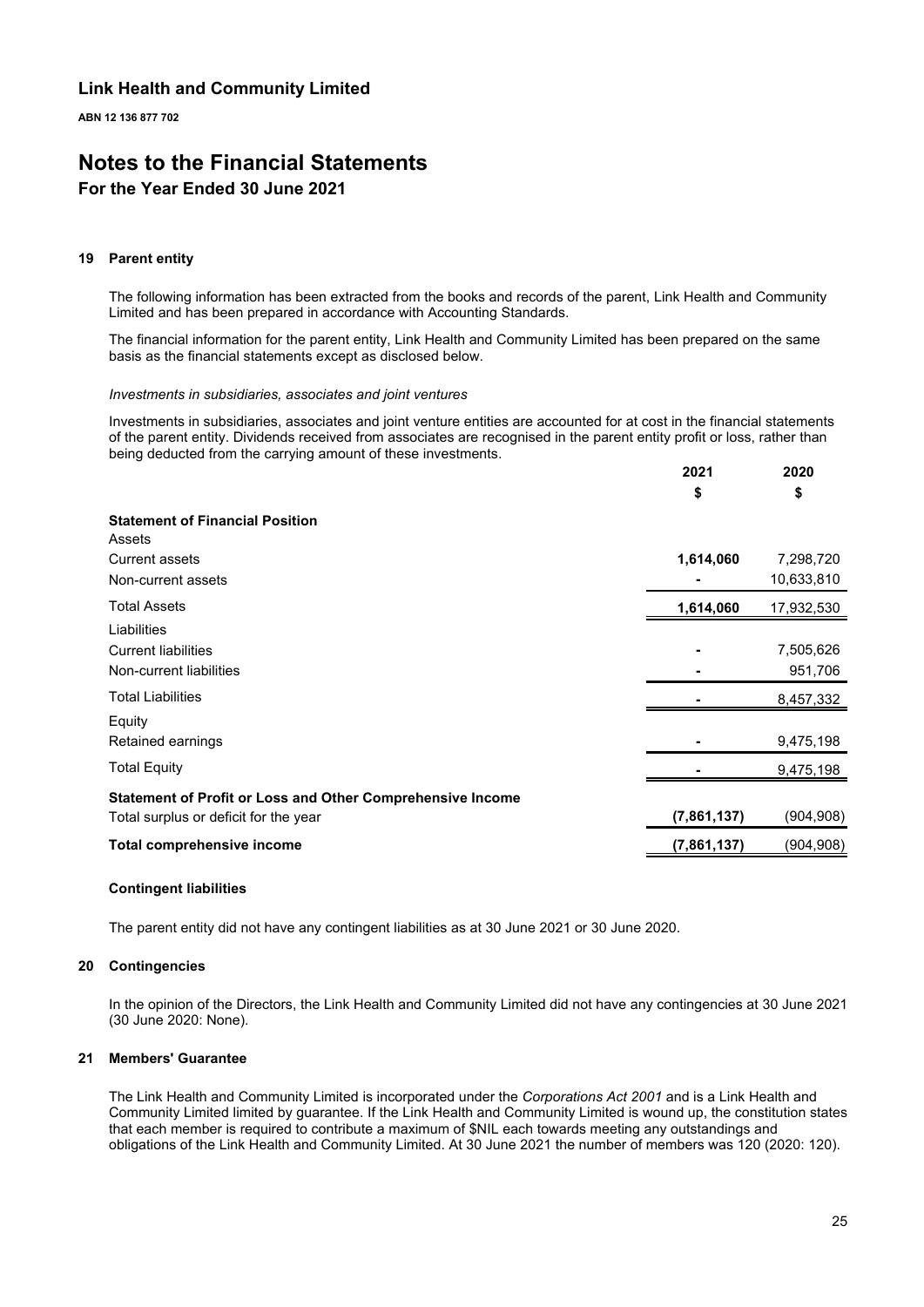**Link Health and Community Limited**

**ABN 12 136 877 702**

# Notes to the Financial Statements

## For the Year Ended 30 June 2021

### 19 Parent entity

The following information has been extracted from the books and records of the parent, Link Health and Community Limited and has been prepared in accordance with Accounting Standards.

The financial information for the parent entity, Link Health and Community Limited has been prepared on the same basis as the financial statements except as disclosed below.

*Investments in subsidiaries, associates and joint ventures*

Investments in subsidiaries, associates and joint venture entities are accounted for at cost in the financial statements of the parent entity. Dividends received from associates are recognised in the parent entity profit or loss, rather than being deducted from the carrying amount of these investments.

| | 2021 | 2020 |
|---|---|---|
| | $ | $ |
| **Statement of Financial Position** | | |
| Assets | | |
| Current assets | **1,614,060** | 7,298,720 |
| Non-current assets | **-** | 10,633,810 |
| Total Assets | **1,614,060** | 17,932,530 |
| Liabilities | | |
| Current liabilities | **-** | 7,505,626 |
| Non-current liabilities | **-** | 951,706 |
| Total Liabilities | **-** | 8,457,332 |
| Equity | | |
| Retained earnings | **-** | 9,475,198 |
| Total Equity | **-** | 9,475,198 |
| **Statement of Profit or Loss and Other Comprehensive Income** | | |
| Total surplus or deficit for the year | **(7,861,137)** | (904,908) |
| **Total comprehensive income** | **(7,861,137)** | (904,908) |

**Contingent liabilities**

The parent entity did not have any contingent liabilities as at 30 June 2021 or 30 June 2020.

### 20 Contingencies

In the opinion of the Directors, the Link Health and Community Limited did not have any contingencies at 30 June 2021 (30 June 2020: None).

### 21 Members' Guarantee

The Link Health and Community Limited is incorporated under the *Corporations Act 2001* and is a Link Health and Community Limited limited by guarantee. If the Link Health and Community Limited is wound up, the constitution states that each member is required to contribute a maximum of $NIL each towards meeting any outstandings and obligations of the Link Health and Community Limited. At 30 June 2021 the number of members was 120 (2020: 120).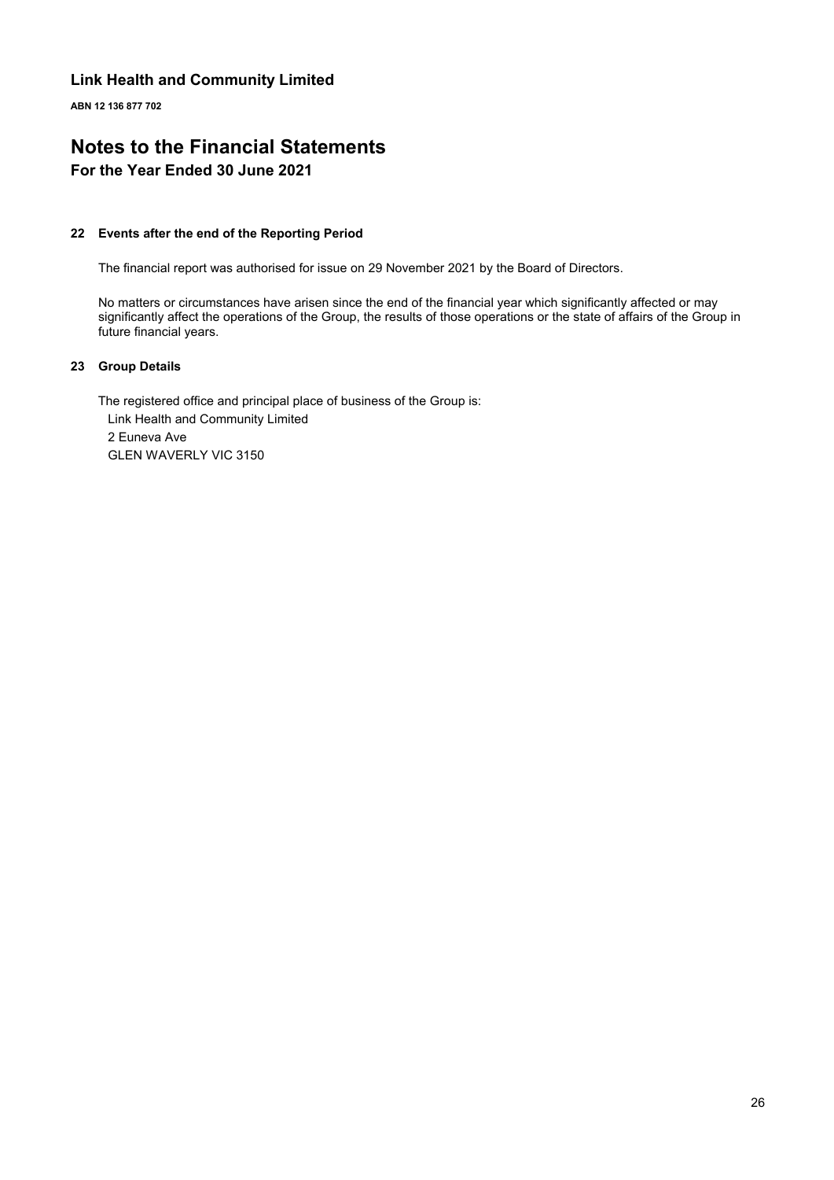## Link Health and Community Limited

**ABN 12 136 877 702**

# Notes to the Financial Statements

### For the Year Ended 30 June 2021

#### 22 Events after the end of the Reporting Period

The financial report was authorised for issue on 29 November 2021 by the Board of Directors.

No matters or circumstances have arisen since the end of the financial year which significantly affected or may significantly affect the operations of the Group, the results of those operations or the state of affairs of the Group in future financial years.

#### 23 Group Details

The registered office and principal place of business of the Group is:

Link Health and Community Limited
2 Euneva Ave
GLEN WAVERLY VIC 3150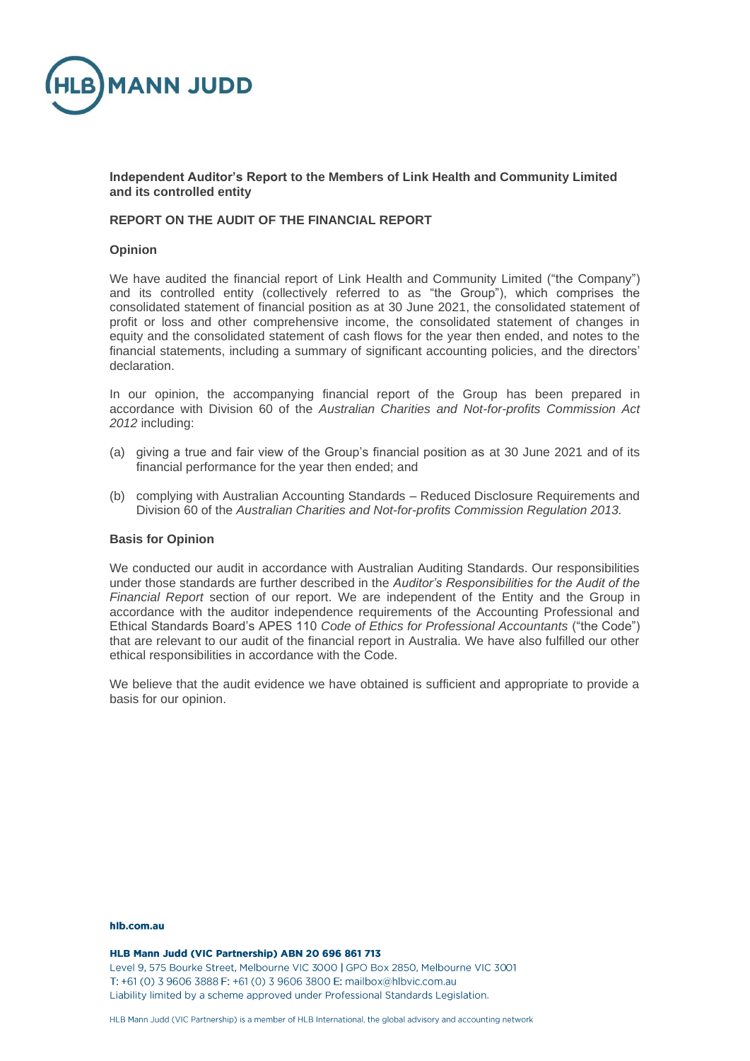**Independent Auditor's Report to the Members of Link Health and Community Limited and its controlled entity**

**REPORT ON THE AUDIT OF THE FINANCIAL REPORT**

**Opinion**

We have audited the financial report of Link Health and Community Limited ("the Company") and its controlled entity (collectively referred to as "the Group"), which comprises the consolidated statement of financial position as at 30 June 2021, the consolidated statement of profit or loss and other comprehensive income, the consolidated statement of changes in equity and the consolidated statement of cash flows for the year then ended, and notes to the financial statements, including a summary of significant accounting policies, and the directors' declaration.

In our opinion, the accompanying financial report of the Group has been prepared in accordance with Division 60 of the *Australian Charities and Not-for-profits Commission Act 2012* including:

(a) giving a true and fair view of the Group's financial position as at 30 June 2021 and of its financial performance for the year then ended; and

(b) complying with Australian Accounting Standards – Reduced Disclosure Requirements and Division 60 of the *Australian Charities and Not-for-profits Commission Regulation 2013.*

**Basis for Opinion**

We conducted our audit in accordance with Australian Auditing Standards. Our responsibilities under those standards are further described in the *Auditor's Responsibilities for the Audit of the Financial Report* section of our report. We are independent of the Entity and the Group in accordance with the auditor independence requirements of the Accounting Professional and Ethical Standards Board's APES 110 *Code of Ethics for Professional Accountants* ("the Code") that are relevant to our audit of the financial report in Australia. We have also fulfilled our other ethical responsibilities in accordance with the Code.

We believe that the audit evidence we have obtained is sufficient and appropriate to provide a basis for our opinion.

**hlb.com.au**

**HLB Mann Judd (VIC Partnership) ABN 20 696 861 713**
Level 9, 575 Bourke Street, Melbourne VIC 3000 | GPO Box 2850, Melbourne VIC 3001
T: +61 (0) 3 9606 3888 F: +61 (0) 3 9606 3800 E: mailbox@hlbvic.com.au
Liability limited by a scheme approved under Professional Standards Legislation.

HLB Mann Judd (VIC Partnership) is a member of HLB International, the global advisory and accounting network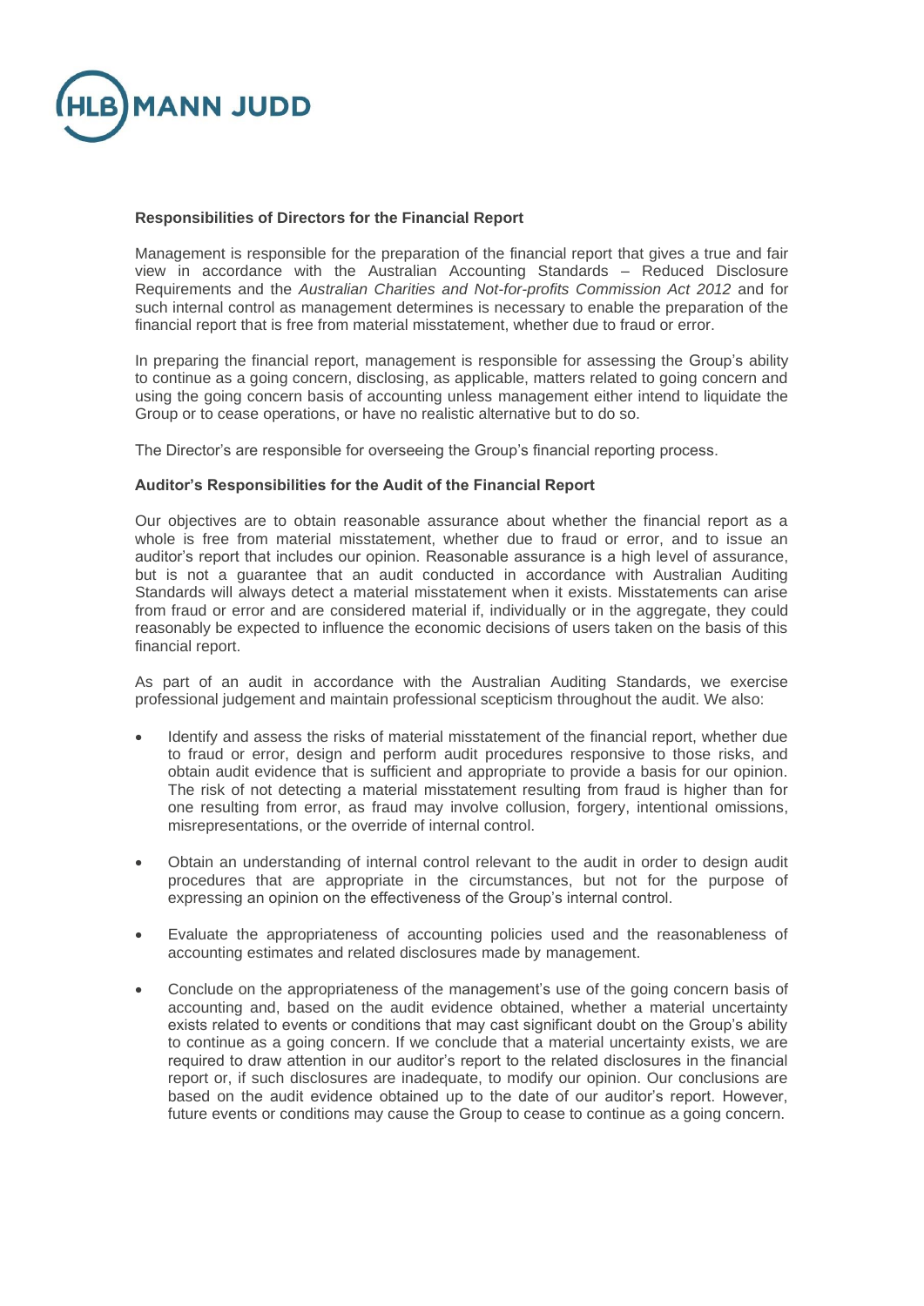**Responsibilities of Directors for the Financial Report**

Management is responsible for the preparation of the financial report that gives a true and fair view in accordance with the Australian Accounting Standards – Reduced Disclosure Requirements and the *Australian Charities and Not-for-profits Commission Act 2012* and for such internal control as management determines is necessary to enable the preparation of the financial report that is free from material misstatement, whether due to fraud or error.

In preparing the financial report, management is responsible for assessing the Group's ability to continue as a going concern, disclosing, as applicable, matters related to going concern and using the going concern basis of accounting unless management either intend to liquidate the Group or to cease operations, or have no realistic alternative but to do so.

The Director's are responsible for overseeing the Group's financial reporting process.

**Auditor's Responsibilities for the Audit of the Financial Report**

Our objectives are to obtain reasonable assurance about whether the financial report as a whole is free from material misstatement, whether due to fraud or error, and to issue an auditor's report that includes our opinion. Reasonable assurance is a high level of assurance, but is not a guarantee that an audit conducted in accordance with Australian Auditing Standards will always detect a material misstatement when it exists. Misstatements can arise from fraud or error and are considered material if, individually or in the aggregate, they could reasonably be expected to influence the economic decisions of users taken on the basis of this financial report.

As part of an audit in accordance with the Australian Auditing Standards, we exercise professional judgement and maintain professional scepticism throughout the audit. We also:

- Identify and assess the risks of material misstatement of the financial report, whether due to fraud or error, design and perform audit procedures responsive to those risks, and obtain audit evidence that is sufficient and appropriate to provide a basis for our opinion. The risk of not detecting a material misstatement resulting from fraud is higher than for one resulting from error, as fraud may involve collusion, forgery, intentional omissions, misrepresentations, or the override of internal control.

- Obtain an understanding of internal control relevant to the audit in order to design audit procedures that are appropriate in the circumstances, but not for the purpose of expressing an opinion on the effectiveness of the Group's internal control.

- Evaluate the appropriateness of accounting policies used and the reasonableness of accounting estimates and related disclosures made by management.

- Conclude on the appropriateness of the management's use of the going concern basis of accounting and, based on the audit evidence obtained, whether a material uncertainty exists related to events or conditions that may cast significant doubt on the Group's ability to continue as a going concern. If we conclude that a material uncertainty exists, we are required to draw attention in our auditor's report to the related disclosures in the financial report or, if such disclosures are inadequate, to modify our opinion. Our conclusions are based on the audit evidence obtained up to the date of our auditor's report. However, future events or conditions may cause the Group to cease to continue as a going concern.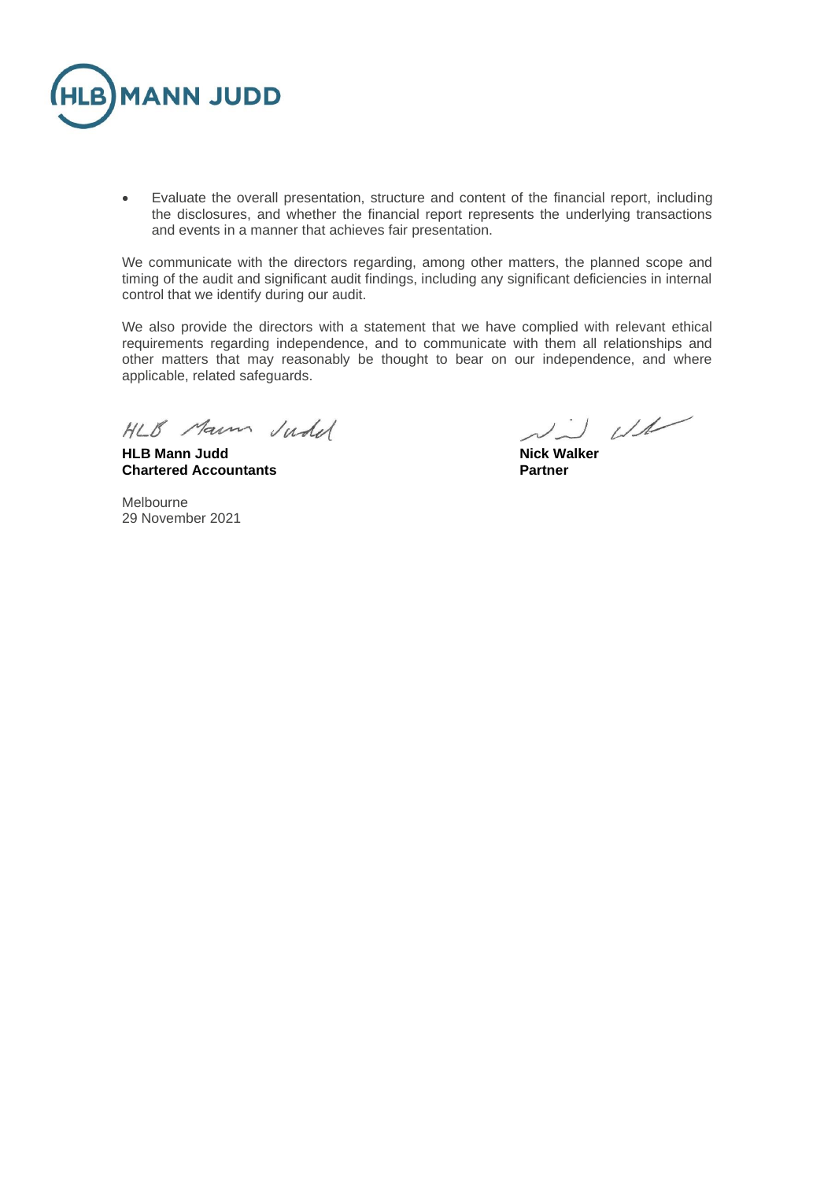- Evaluate the overall presentation, structure and content of the financial report, including the disclosures, and whether the financial report represents the underlying transactions and events in a manner that achieves fair presentation.

We communicate with the directors regarding, among other matters, the planned scope and timing of the audit and significant audit findings, including any significant deficiencies in internal control that we identify during our audit.

We also provide the directors with a statement that we have complied with relevant ethical requirements regarding independence, and to communicate with them all relationships and other matters that may reasonably be thought to bear on our independence, and where applicable, related safeguards.

**HLB Mann Judd**
**Chartered Accountants**

Melbourne
29 November 2021

**Nick Walker**
**Partner**